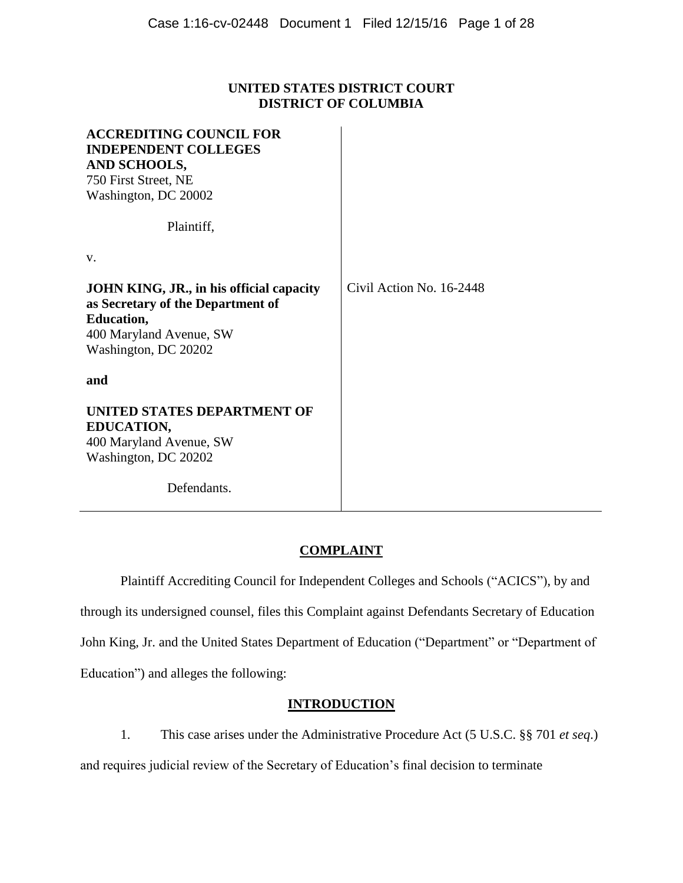**UNITED STATES DISTRICT COURT**
**DISTRICT OF COLUMBIA**

| | |
|---|---|
| **ACCREDITING COUNCIL FOR INDEPENDENT COLLEGES AND SCHOOLS,**<br>750 First Street, NE<br>Washington, DC 20002<br><br>Plaintiff,<br><br>v.<br><br>**JOHN KING, JR., in his official capacity as Secretary of the Department of Education,**<br>400 Maryland Avenue, SW<br>Washington, DC 20202<br><br>**and**<br><br>**UNITED STATES DEPARTMENT OF EDUCATION,**<br>400 Maryland Avenue, SW<br>Washington, DC 20202<br><br>Defendants. | Civil Action No. 16-2448 |

## COMPLAINT

Plaintiff Accrediting Council for Independent Colleges and Schools ("ACICS"), by and through its undersigned counsel, files this Complaint against Defendants Secretary of Education John King, Jr. and the United States Department of Education ("Department" or "Department of Education") and alleges the following:

## INTRODUCTION

1. This case arises under the Administrative Procedure Act (5 U.S.C. §§ 701 *et seq.*) and requires judicial review of the Secretary of Education's final decision to terminate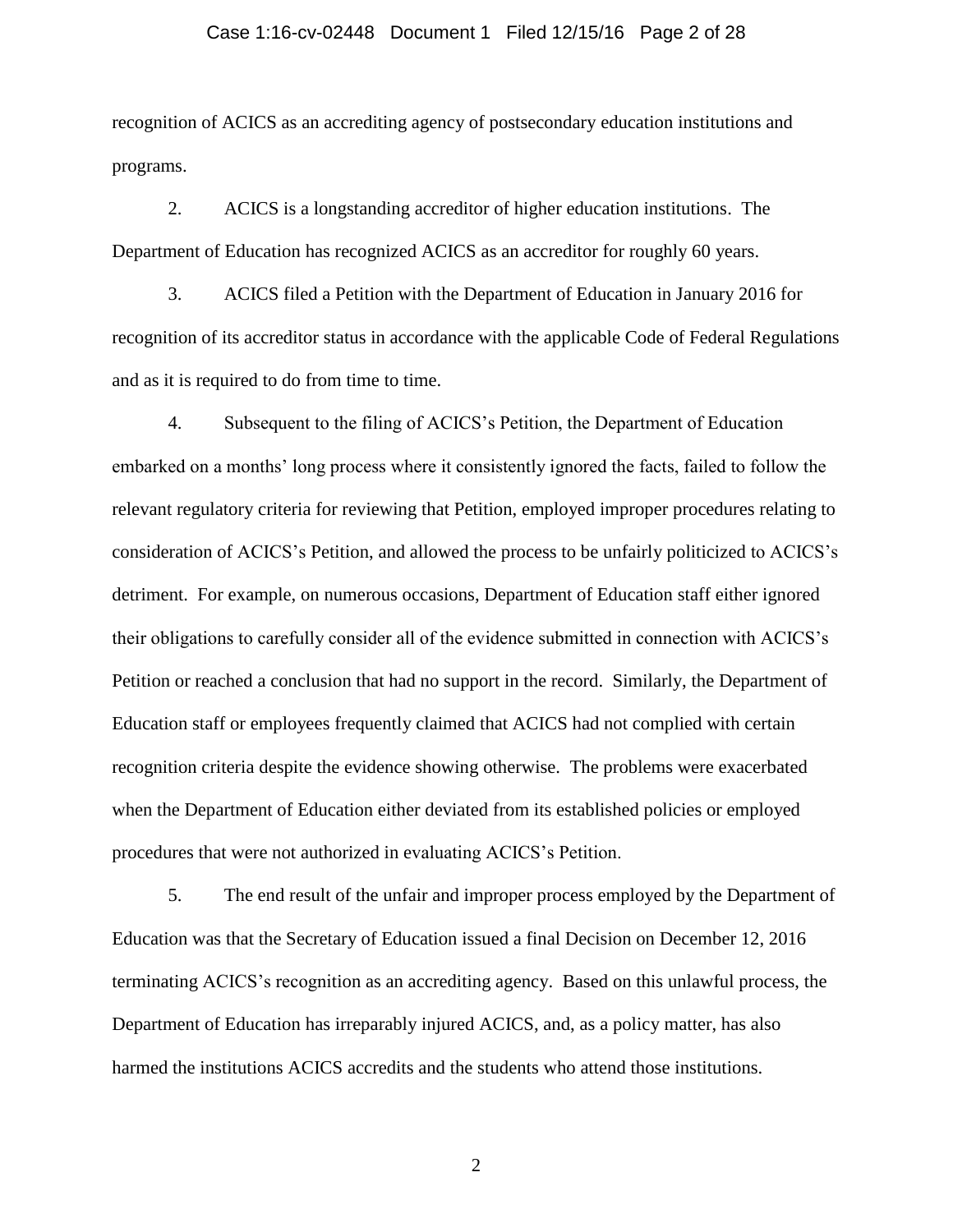recognition of ACICS as an accrediting agency of postsecondary education institutions and programs.

2. ACICS is a longstanding accreditor of higher education institutions. The Department of Education has recognized ACICS as an accreditor for roughly 60 years.

3. ACICS filed a Petition with the Department of Education in January 2016 for recognition of its accreditor status in accordance with the applicable Code of Federal Regulations and as it is required to do from time to time.

4. Subsequent to the filing of ACICS's Petition, the Department of Education embarked on a months' long process where it consistently ignored the facts, failed to follow the relevant regulatory criteria for reviewing that Petition, employed improper procedures relating to consideration of ACICS's Petition, and allowed the process to be unfairly politicized to ACICS's detriment. For example, on numerous occasions, Department of Education staff either ignored their obligations to carefully consider all of the evidence submitted in connection with ACICS's Petition or reached a conclusion that had no support in the record. Similarly, the Department of Education staff or employees frequently claimed that ACICS had not complied with certain recognition criteria despite the evidence showing otherwise. The problems were exacerbated when the Department of Education either deviated from its established policies or employed procedures that were not authorized in evaluating ACICS's Petition.

5. The end result of the unfair and improper process employed by the Department of Education was that the Secretary of Education issued a final Decision on December 12, 2016 terminating ACICS's recognition as an accrediting agency. Based on this unlawful process, the Department of Education has irreparably injured ACICS, and, as a policy matter, has also harmed the institutions ACICS accredits and the students who attend those institutions.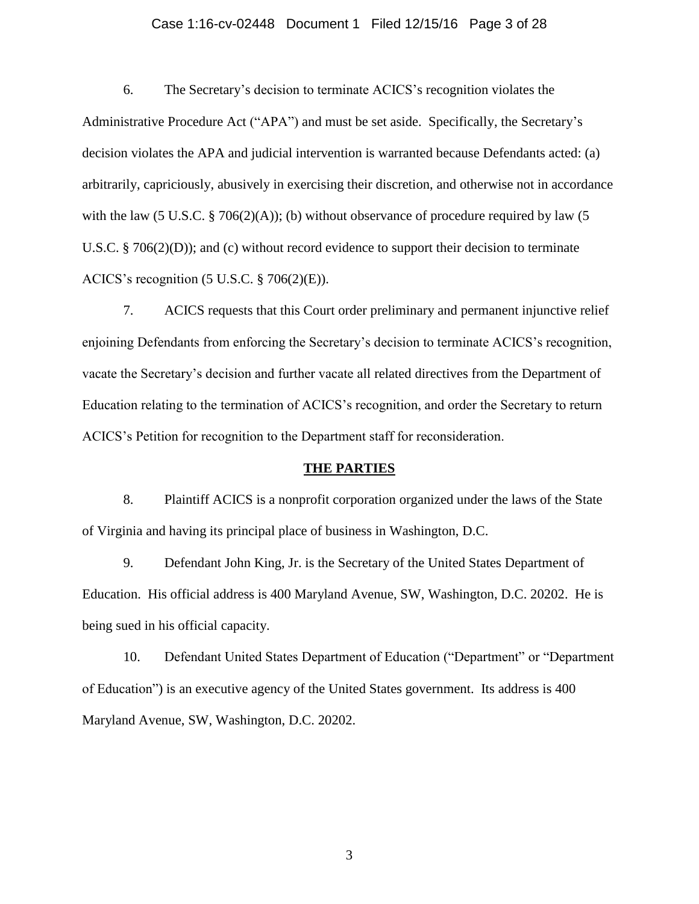6. The Secretary's decision to terminate ACICS's recognition violates the Administrative Procedure Act ("APA") and must be set aside. Specifically, the Secretary's decision violates the APA and judicial intervention is warranted because Defendants acted: (a) arbitrarily, capriciously, abusively in exercising their discretion, and otherwise not in accordance with the law (5 U.S.C. § 706(2)(A)); (b) without observance of procedure required by law (5 U.S.C. § 706(2)(D)); and (c) without record evidence to support their decision to terminate ACICS's recognition (5 U.S.C. § 706(2)(E)).

7. ACICS requests that this Court order preliminary and permanent injunctive relief enjoining Defendants from enforcing the Secretary's decision to terminate ACICS's recognition, vacate the Secretary's decision and further vacate all related directives from the Department of Education relating to the termination of ACICS's recognition, and order the Secretary to return ACICS's Petition for recognition to the Department staff for reconsideration.

## THE PARTIES

8. Plaintiff ACICS is a nonprofit corporation organized under the laws of the State of Virginia and having its principal place of business in Washington, D.C.

9. Defendant John King, Jr. is the Secretary of the United States Department of Education. His official address is 400 Maryland Avenue, SW, Washington, D.C. 20202. He is being sued in his official capacity.

10. Defendant United States Department of Education ("Department" or "Department of Education") is an executive agency of the United States government. Its address is 400 Maryland Avenue, SW, Washington, D.C. 20202.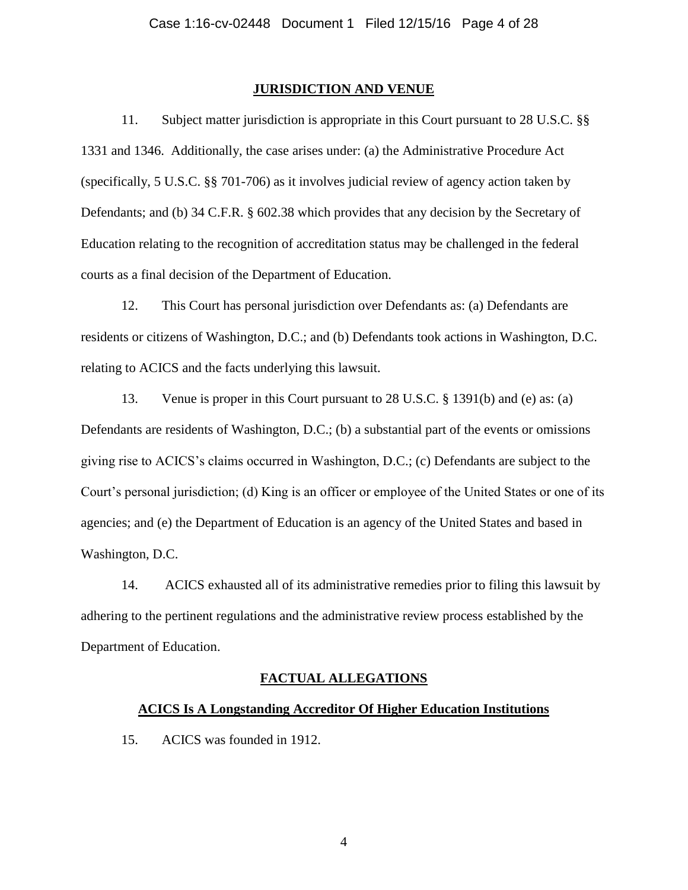## JURISDICTION AND VENUE

11. Subject matter jurisdiction is appropriate in this Court pursuant to 28 U.S.C. §§ 1331 and 1346. Additionally, the case arises under: (a) the Administrative Procedure Act (specifically, 5 U.S.C. §§ 701-706) as it involves judicial review of agency action taken by Defendants; and (b) 34 C.F.R. § 602.38 which provides that any decision by the Secretary of Education relating to the recognition of accreditation status may be challenged in the federal courts as a final decision of the Department of Education.

12. This Court has personal jurisdiction over Defendants as: (a) Defendants are residents or citizens of Washington, D.C.; and (b) Defendants took actions in Washington, D.C. relating to ACICS and the facts underlying this lawsuit.

13. Venue is proper in this Court pursuant to 28 U.S.C. § 1391(b) and (e) as: (a) Defendants are residents of Washington, D.C.; (b) a substantial part of the events or omissions giving rise to ACICS's claims occurred in Washington, D.C.; (c) Defendants are subject to the Court's personal jurisdiction; (d) King is an officer or employee of the United States or one of its agencies; and (e) the Department of Education is an agency of the United States and based in Washington, D.C.

14. ACICS exhausted all of its administrative remedies prior to filing this lawsuit by adhering to the pertinent regulations and the administrative review process established by the Department of Education.

## FACTUAL ALLEGATIONS

### ACICS Is A Longstanding Accreditor Of Higher Education Institutions

15. ACICS was founded in 1912.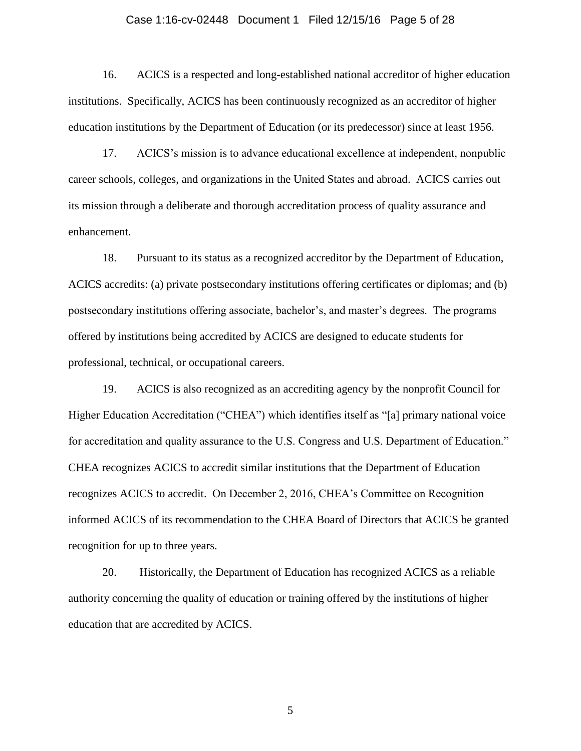16. ACICS is a respected and long-established national accreditor of higher education institutions. Specifically, ACICS has been continuously recognized as an accreditor of higher education institutions by the Department of Education (or its predecessor) since at least 1956.

17. ACICS's mission is to advance educational excellence at independent, nonpublic career schools, colleges, and organizations in the United States and abroad. ACICS carries out its mission through a deliberate and thorough accreditation process of quality assurance and enhancement.

18. Pursuant to its status as a recognized accreditor by the Department of Education, ACICS accredits: (a) private postsecondary institutions offering certificates or diplomas; and (b) postsecondary institutions offering associate, bachelor's, and master's degrees. The programs offered by institutions being accredited by ACICS are designed to educate students for professional, technical, or occupational careers.

19. ACICS is also recognized as an accrediting agency by the nonprofit Council for Higher Education Accreditation ("CHEA") which identifies itself as "[a] primary national voice for accreditation and quality assurance to the U.S. Congress and U.S. Department of Education." CHEA recognizes ACICS to accredit similar institutions that the Department of Education recognizes ACICS to accredit. On December 2, 2016, CHEA's Committee on Recognition informed ACICS of its recommendation to the CHEA Board of Directors that ACICS be granted recognition for up to three years.

20. Historically, the Department of Education has recognized ACICS as a reliable authority concerning the quality of education or training offered by the institutions of higher education that are accredited by ACICS.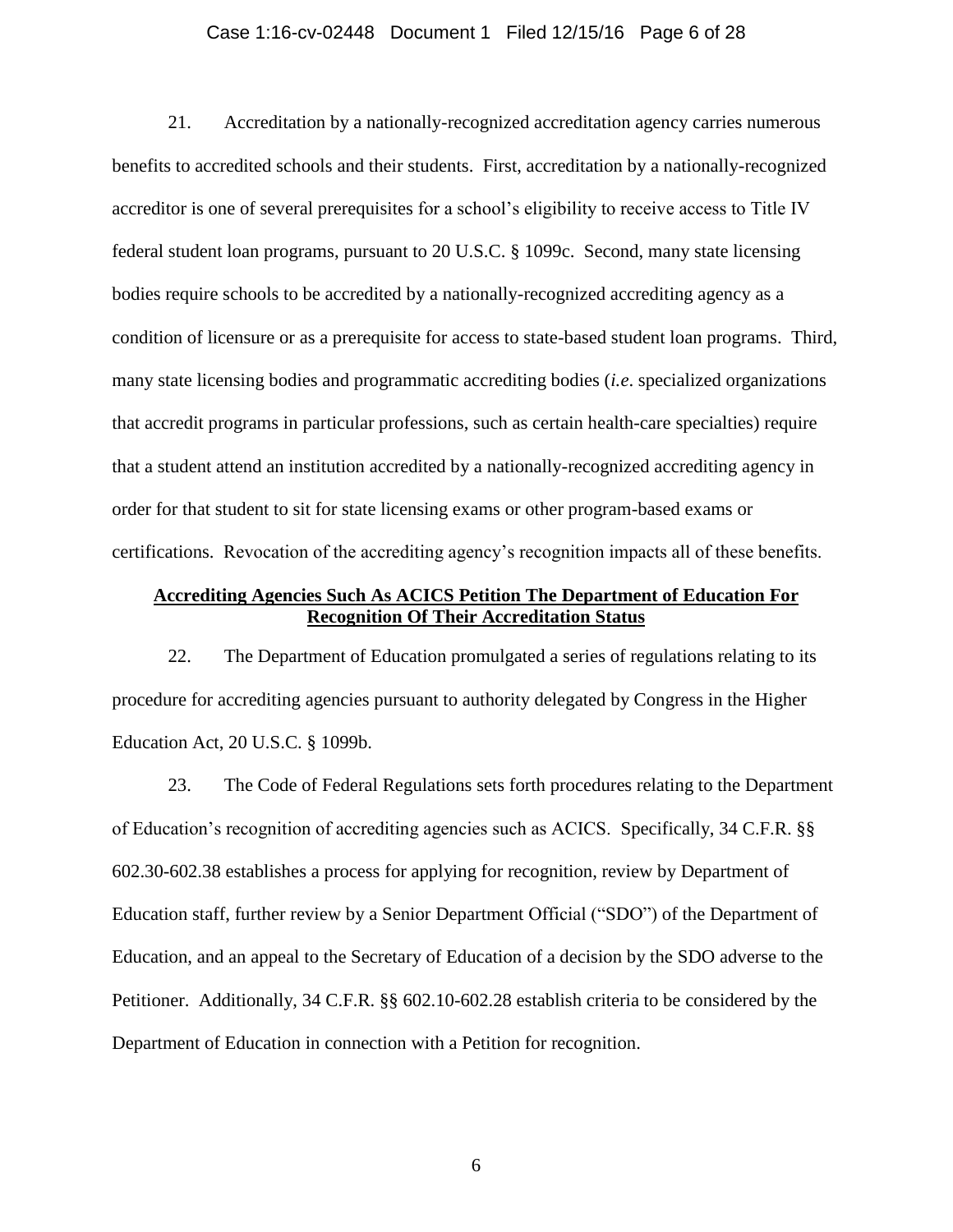21. Accreditation by a nationally-recognized accreditation agency carries numerous benefits to accredited schools and their students. First, accreditation by a nationally-recognized accreditor is one of several prerequisites for a school's eligibility to receive access to Title IV federal student loan programs, pursuant to 20 U.S.C. § 1099c. Second, many state licensing bodies require schools to be accredited by a nationally-recognized accrediting agency as a condition of licensure or as a prerequisite for access to state-based student loan programs. Third, many state licensing bodies and programmatic accrediting bodies (*i.e*. specialized organizations that accredit programs in particular professions, such as certain health-care specialties) require that a student attend an institution accredited by a nationally-recognized accrediting agency in order for that student to sit for state licensing exams or other program-based exams or certifications. Revocation of the accrediting agency's recognition impacts all of these benefits.

**<u>Accrediting Agencies Such As ACICS Petition The Department of Education For Recognition Of Their Accreditation Status</u>**

22. The Department of Education promulgated a series of regulations relating to its procedure for accrediting agencies pursuant to authority delegated by Congress in the Higher Education Act, 20 U.S.C. § 1099b.

23. The Code of Federal Regulations sets forth procedures relating to the Department of Education's recognition of accrediting agencies such as ACICS. Specifically, 34 C.F.R. §§ 602.30-602.38 establishes a process for applying for recognition, review by Department of Education staff, further review by a Senior Department Official ("SDO") of the Department of Education, and an appeal to the Secretary of Education of a decision by the SDO adverse to the Petitioner. Additionally, 34 C.F.R. §§ 602.10-602.28 establish criteria to be considered by the Department of Education in connection with a Petition for recognition.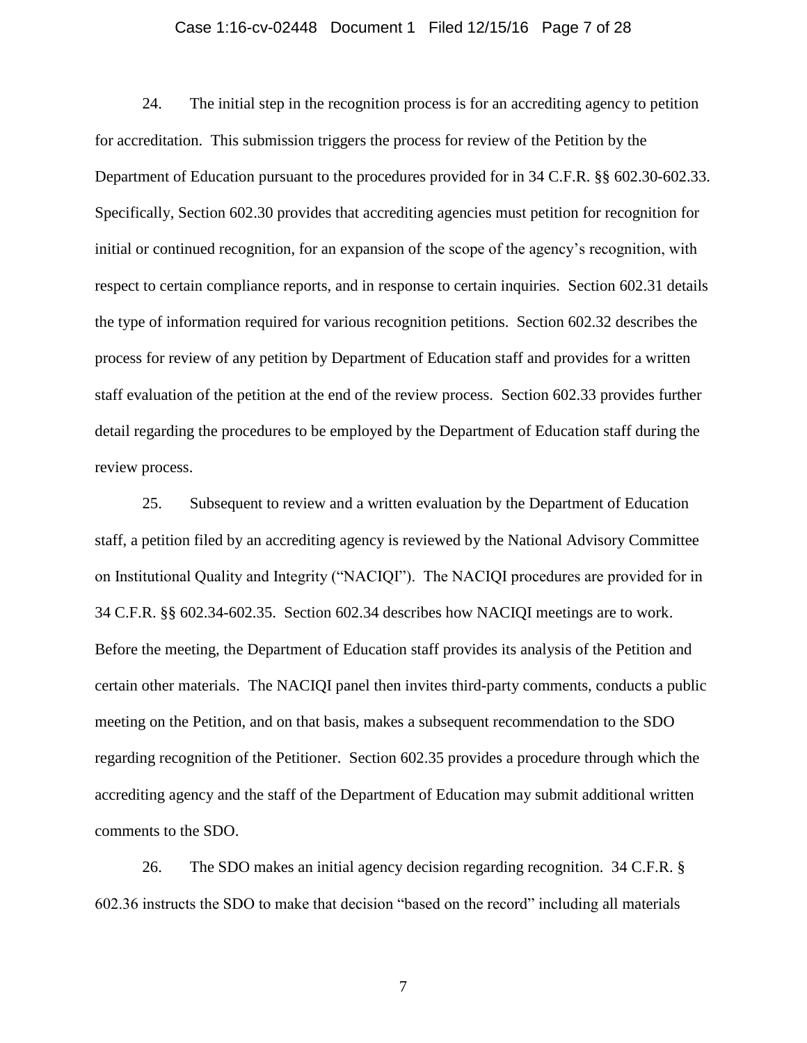24. The initial step in the recognition process is for an accrediting agency to petition for accreditation. This submission triggers the process for review of the Petition by the Department of Education pursuant to the procedures provided for in 34 C.F.R. §§ 602.30-602.33. Specifically, Section 602.30 provides that accrediting agencies must petition for recognition for initial or continued recognition, for an expansion of the scope of the agency's recognition, with respect to certain compliance reports, and in response to certain inquiries. Section 602.31 details the type of information required for various recognition petitions. Section 602.32 describes the process for review of any petition by Department of Education staff and provides for a written staff evaluation of the petition at the end of the review process. Section 602.33 provides further detail regarding the procedures to be employed by the Department of Education staff during the review process.

25. Subsequent to review and a written evaluation by the Department of Education staff, a petition filed by an accrediting agency is reviewed by the National Advisory Committee on Institutional Quality and Integrity ("NACIQI"). The NACIQI procedures are provided for in 34 C.F.R. §§ 602.34-602.35. Section 602.34 describes how NACIQI meetings are to work. Before the meeting, the Department of Education staff provides its analysis of the Petition and certain other materials. The NACIQI panel then invites third-party comments, conducts a public meeting on the Petition, and on that basis, makes a subsequent recommendation to the SDO regarding recognition of the Petitioner. Section 602.35 provides a procedure through which the accrediting agency and the staff of the Department of Education may submit additional written comments to the SDO.

26. The SDO makes an initial agency decision regarding recognition. 34 C.F.R. § 602.36 instructs the SDO to make that decision "based on the record" including all materials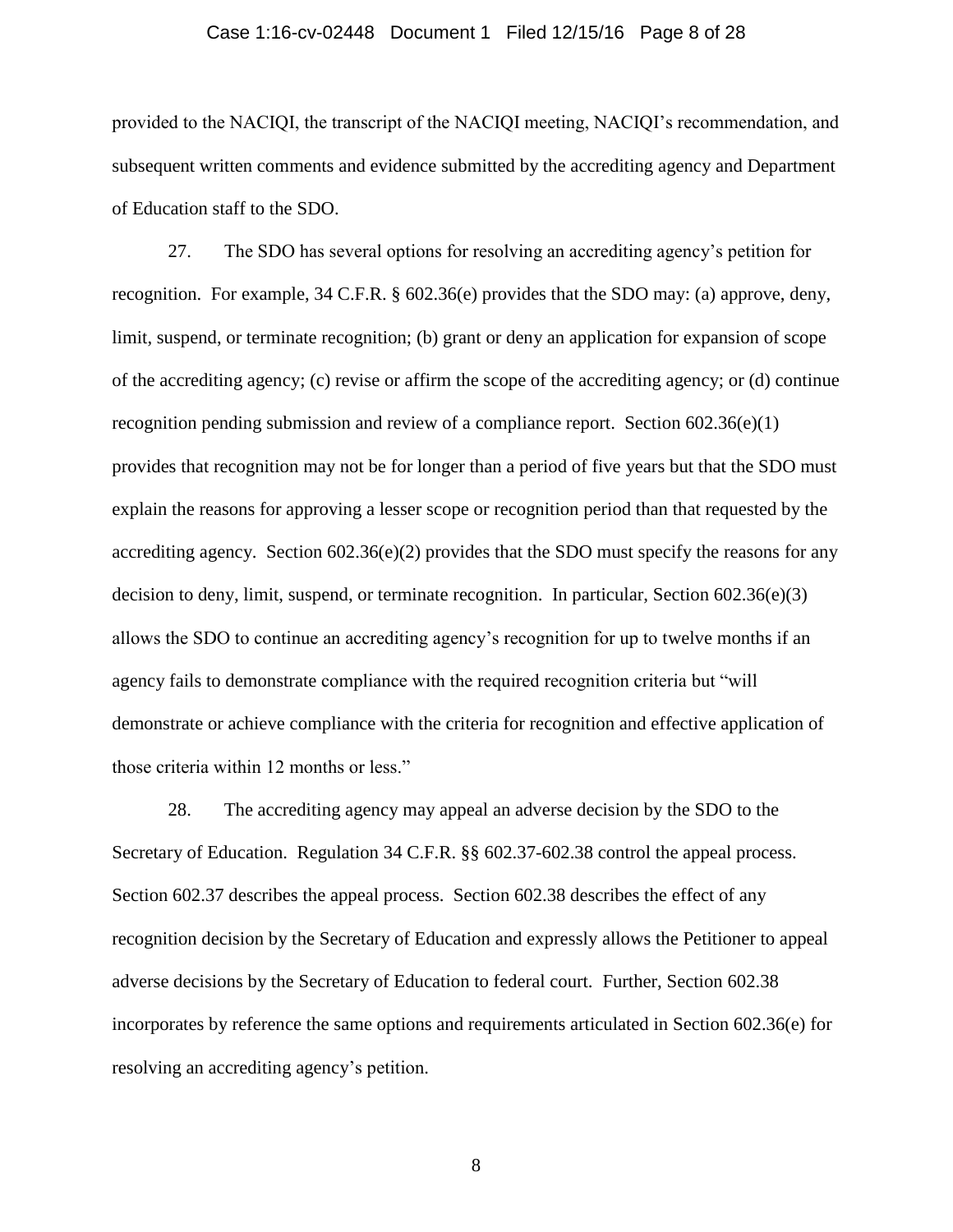provided to the NACIQI, the transcript of the NACIQI meeting, NACIQI's recommendation, and subsequent written comments and evidence submitted by the accrediting agency and Department of Education staff to the SDO.

27. The SDO has several options for resolving an accrediting agency's petition for recognition. For example, 34 C.F.R. § 602.36(e) provides that the SDO may: (a) approve, deny, limit, suspend, or terminate recognition; (b) grant or deny an application for expansion of scope of the accrediting agency; (c) revise or affirm the scope of the accrediting agency; or (d) continue recognition pending submission and review of a compliance report. Section 602.36(e)(1) provides that recognition may not be for longer than a period of five years but that the SDO must explain the reasons for approving a lesser scope or recognition period than that requested by the accrediting agency. Section 602.36(e)(2) provides that the SDO must specify the reasons for any decision to deny, limit, suspend, or terminate recognition. In particular, Section 602.36(e)(3) allows the SDO to continue an accrediting agency's recognition for up to twelve months if an agency fails to demonstrate compliance with the required recognition criteria but "will demonstrate or achieve compliance with the criteria for recognition and effective application of those criteria within 12 months or less."

28. The accrediting agency may appeal an adverse decision by the SDO to the Secretary of Education. Regulation 34 C.F.R. §§ 602.37-602.38 control the appeal process. Section 602.37 describes the appeal process. Section 602.38 describes the effect of any recognition decision by the Secretary of Education and expressly allows the Petitioner to appeal adverse decisions by the Secretary of Education to federal court. Further, Section 602.38 incorporates by reference the same options and requirements articulated in Section 602.36(e) for resolving an accrediting agency's petition.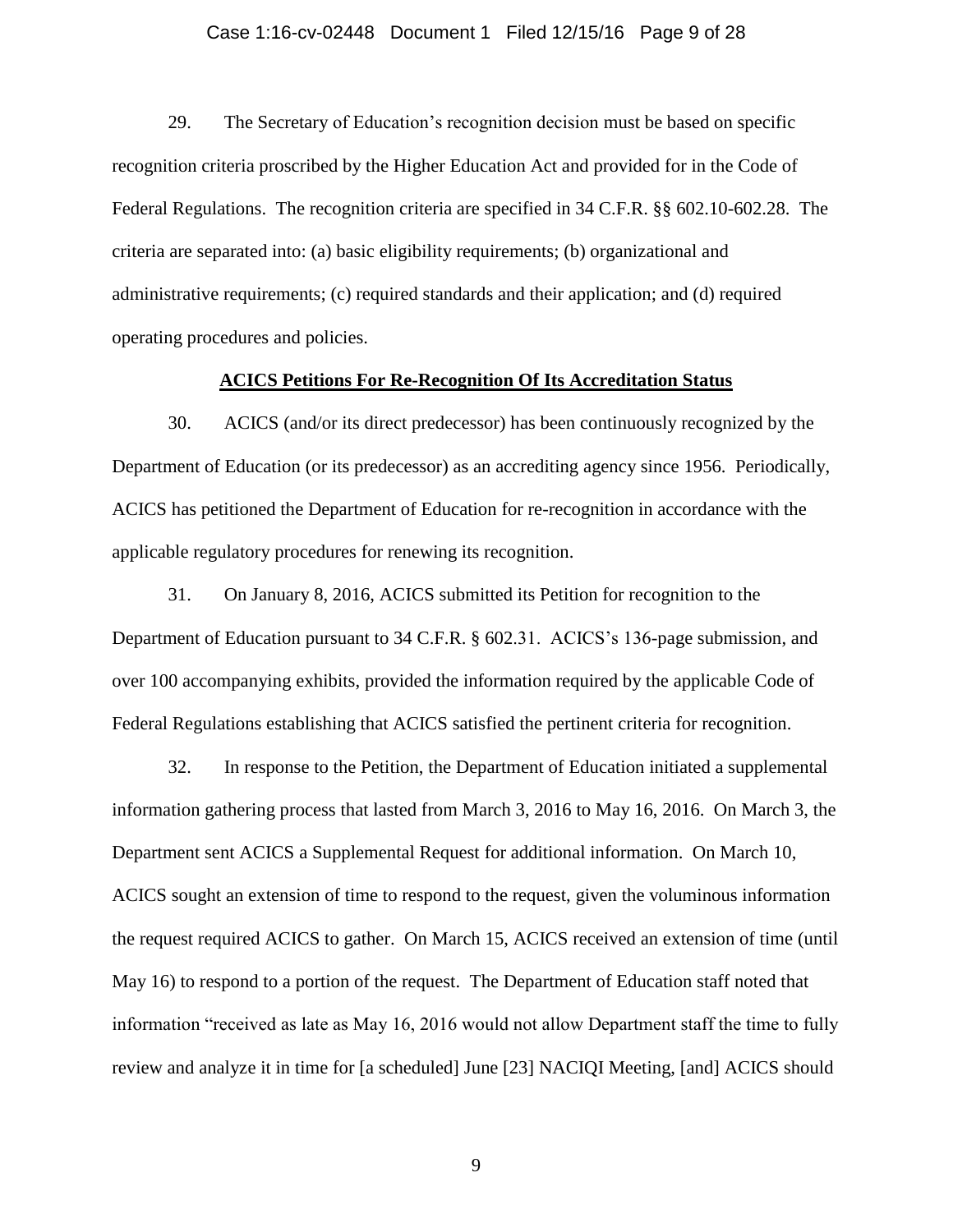29. The Secretary of Education's recognition decision must be based on specific recognition criteria proscribed by the Higher Education Act and provided for in the Code of Federal Regulations. The recognition criteria are specified in 34 C.F.R. §§ 602.10-602.28. The criteria are separated into: (a) basic eligibility requirements; (b) organizational and administrative requirements; (c) required standards and their application; and (d) required operating procedures and policies.

**ACICS Petitions For Re-Recognition Of Its Accreditation Status**

30. ACICS (and/or its direct predecessor) has been continuously recognized by the Department of Education (or its predecessor) as an accrediting agency since 1956. Periodically, ACICS has petitioned the Department of Education for re-recognition in accordance with the applicable regulatory procedures for renewing its recognition.

31. On January 8, 2016, ACICS submitted its Petition for recognition to the Department of Education pursuant to 34 C.F.R. § 602.31. ACICS's 136-page submission, and over 100 accompanying exhibits, provided the information required by the applicable Code of Federal Regulations establishing that ACICS satisfied the pertinent criteria for recognition.

32. In response to the Petition, the Department of Education initiated a supplemental information gathering process that lasted from March 3, 2016 to May 16, 2016. On March 3, the Department sent ACICS a Supplemental Request for additional information. On March 10, ACICS sought an extension of time to respond to the request, given the voluminous information the request required ACICS to gather. On March 15, ACICS received an extension of time (until May 16) to respond to a portion of the request. The Department of Education staff noted that information "received as late as May 16, 2016 would not allow Department staff the time to fully review and analyze it in time for [a scheduled] June [23] NACIQI Meeting, [and] ACICS should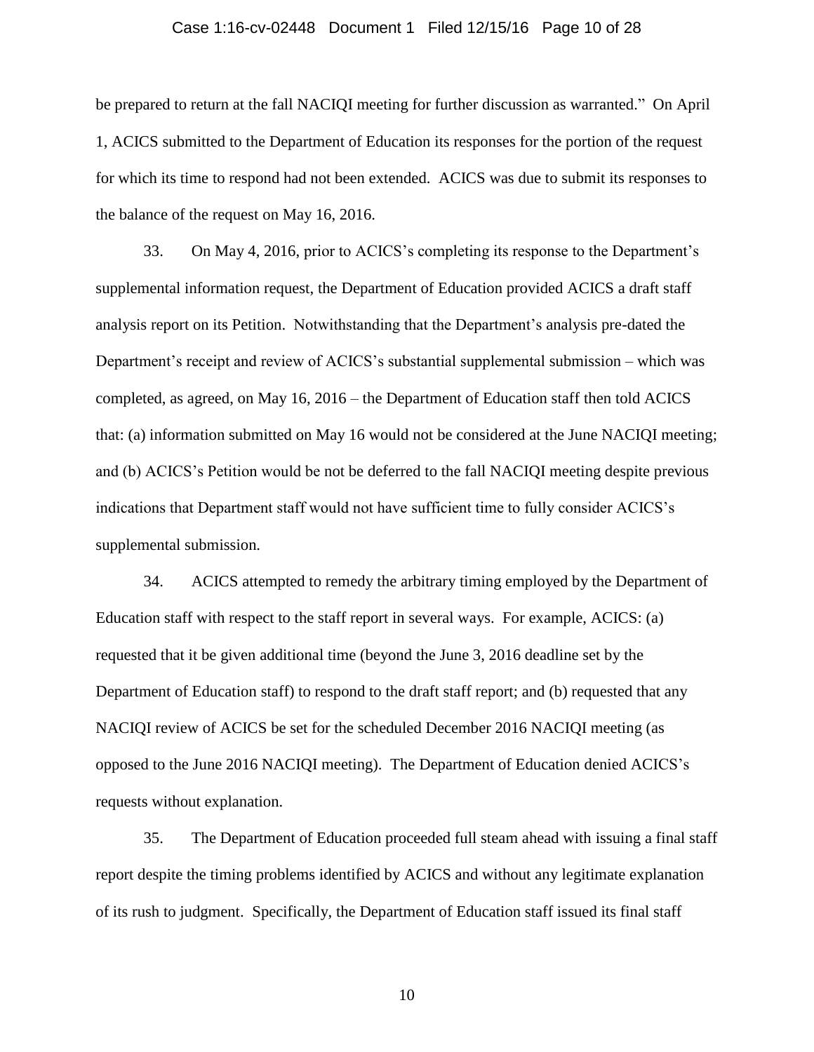be prepared to return at the fall NACIQI meeting for further discussion as warranted." On April 1, ACICS submitted to the Department of Education its responses for the portion of the request for which its time to respond had not been extended. ACICS was due to submit its responses to the balance of the request on May 16, 2016.

33. On May 4, 2016, prior to ACICS's completing its response to the Department's supplemental information request, the Department of Education provided ACICS a draft staff analysis report on its Petition. Notwithstanding that the Department's analysis pre-dated the Department's receipt and review of ACICS's substantial supplemental submission – which was completed, as agreed, on May 16, 2016 – the Department of Education staff then told ACICS that: (a) information submitted on May 16 would not be considered at the June NACIQI meeting; and (b) ACICS's Petition would be not be deferred to the fall NACIQI meeting despite previous indications that Department staff would not have sufficient time to fully consider ACICS's supplemental submission.

34. ACICS attempted to remedy the arbitrary timing employed by the Department of Education staff with respect to the staff report in several ways. For example, ACICS: (a) requested that it be given additional time (beyond the June 3, 2016 deadline set by the Department of Education staff) to respond to the draft staff report; and (b) requested that any NACIQI review of ACICS be set for the scheduled December 2016 NACIQI meeting (as opposed to the June 2016 NACIQI meeting). The Department of Education denied ACICS's requests without explanation.

35. The Department of Education proceeded full steam ahead with issuing a final staff report despite the timing problems identified by ACICS and without any legitimate explanation of its rush to judgment. Specifically, the Department of Education staff issued its final staff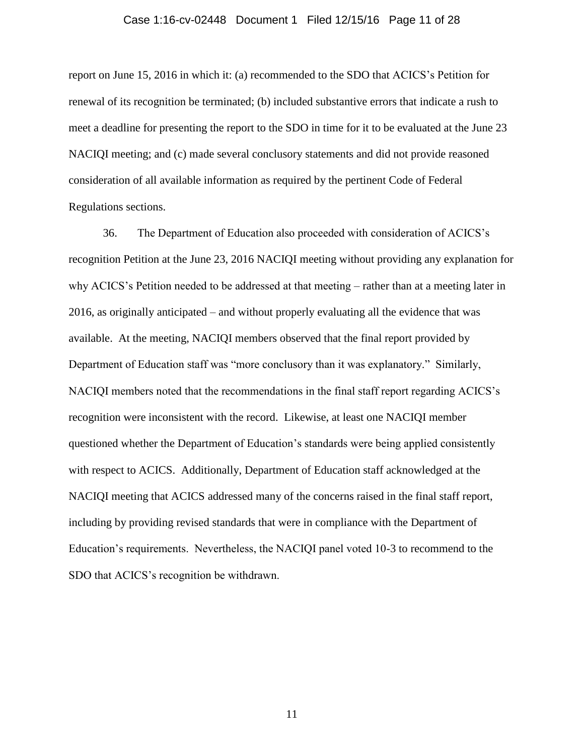report on June 15, 2016 in which it: (a) recommended to the SDO that ACICS's Petition for renewal of its recognition be terminated; (b) included substantive errors that indicate a rush to meet a deadline for presenting the report to the SDO in time for it to be evaluated at the June 23 NACIQI meeting; and (c) made several conclusory statements and did not provide reasoned consideration of all available information as required by the pertinent Code of Federal Regulations sections.

36. The Department of Education also proceeded with consideration of ACICS's recognition Petition at the June 23, 2016 NACIQI meeting without providing any explanation for why ACICS's Petition needed to be addressed at that meeting – rather than at a meeting later in 2016, as originally anticipated – and without properly evaluating all the evidence that was available. At the meeting, NACIQI members observed that the final report provided by Department of Education staff was "more conclusory than it was explanatory." Similarly, NACIQI members noted that the recommendations in the final staff report regarding ACICS's recognition were inconsistent with the record. Likewise, at least one NACIQI member questioned whether the Department of Education's standards were being applied consistently with respect to ACICS. Additionally, Department of Education staff acknowledged at the NACIQI meeting that ACICS addressed many of the concerns raised in the final staff report, including by providing revised standards that were in compliance with the Department of Education's requirements. Nevertheless, the NACIQI panel voted 10-3 to recommend to the SDO that ACICS's recognition be withdrawn.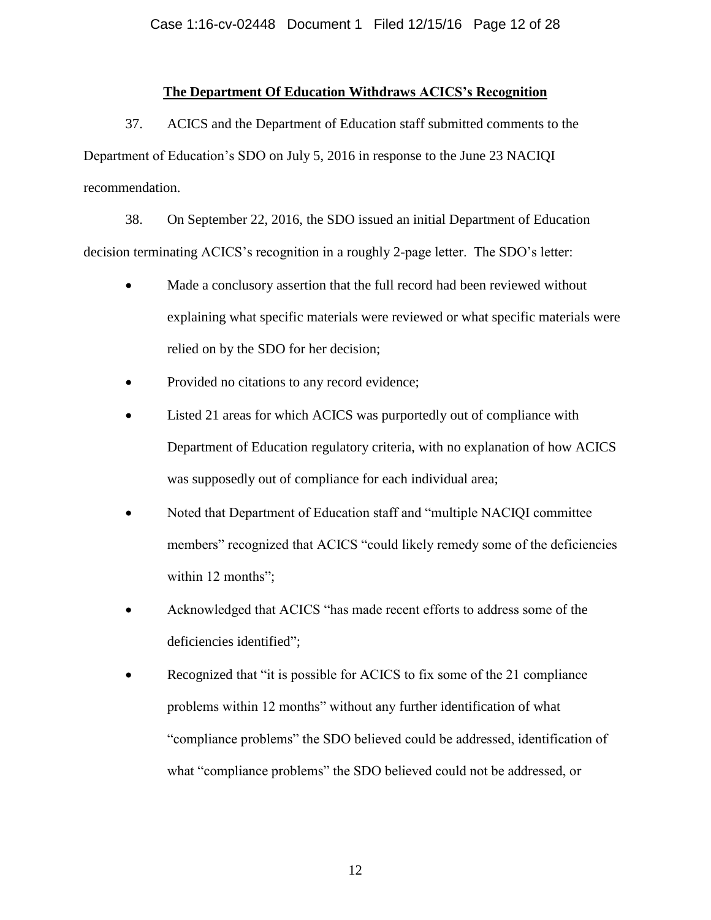**The Department Of Education Withdraws ACICS's Recognition**

37. ACICS and the Department of Education staff submitted comments to the Department of Education's SDO on July 5, 2016 in response to the June 23 NACIQI recommendation.

38. On September 22, 2016, the SDO issued an initial Department of Education decision terminating ACICS's recognition in a roughly 2-page letter. The SDO's letter:

- Made a conclusory assertion that the full record had been reviewed without explaining what specific materials were reviewed or what specific materials were relied on by the SDO for her decision;
- Provided no citations to any record evidence;
- Listed 21 areas for which ACICS was purportedly out of compliance with Department of Education regulatory criteria, with no explanation of how ACICS was supposedly out of compliance for each individual area;
- Noted that Department of Education staff and "multiple NACIQI committee members" recognized that ACICS "could likely remedy some of the deficiencies within 12 months";
- Acknowledged that ACICS "has made recent efforts to address some of the deficiencies identified";
- Recognized that "it is possible for ACICS to fix some of the 21 compliance problems within 12 months" without any further identification of what "compliance problems" the SDO believed could be addressed, identification of what "compliance problems" the SDO believed could not be addressed, or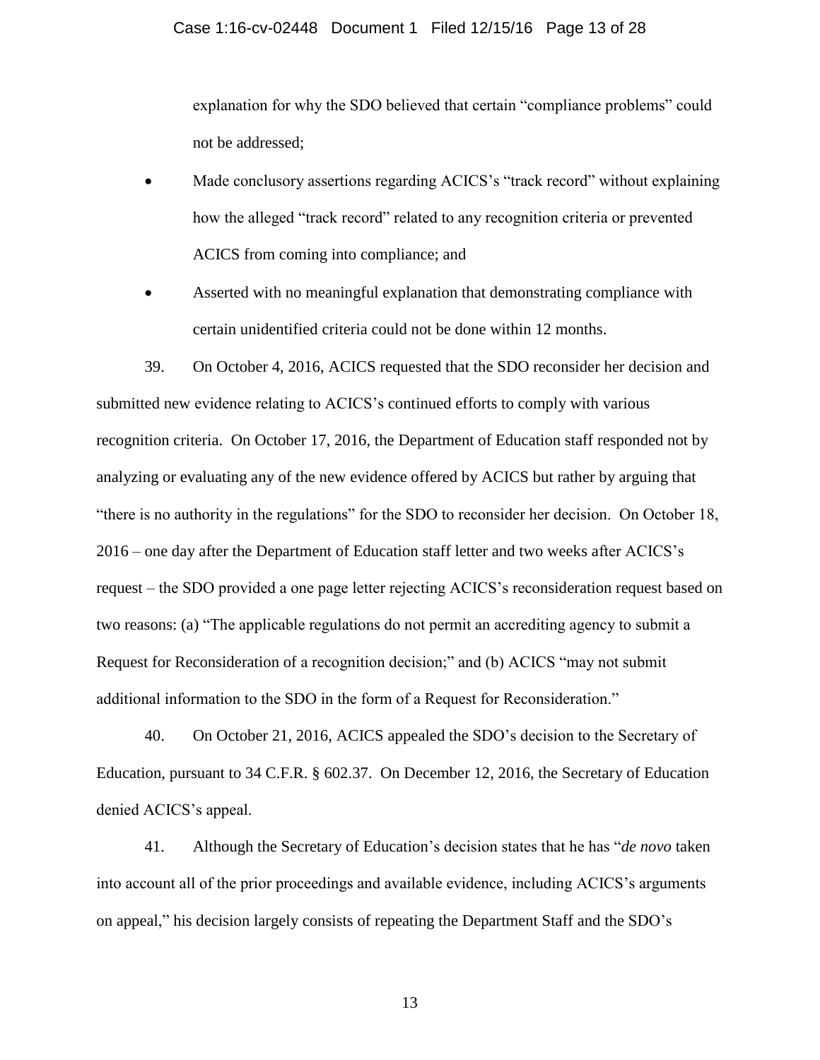explanation for why the SDO believed that certain "compliance problems" could not be addressed;

- Made conclusory assertions regarding ACICS's "track record" without explaining how the alleged "track record" related to any recognition criteria or prevented ACICS from coming into compliance; and
- Asserted with no meaningful explanation that demonstrating compliance with certain unidentified criteria could not be done within 12 months.

39. On October 4, 2016, ACICS requested that the SDO reconsider her decision and submitted new evidence relating to ACICS's continued efforts to comply with various recognition criteria. On October 17, 2016, the Department of Education staff responded not by analyzing or evaluating any of the new evidence offered by ACICS but rather by arguing that "there is no authority in the regulations" for the SDO to reconsider her decision. On October 18, 2016 – one day after the Department of Education staff letter and two weeks after ACICS's request – the SDO provided a one page letter rejecting ACICS's reconsideration request based on two reasons: (a) "The applicable regulations do not permit an accrediting agency to submit a Request for Reconsideration of a recognition decision;" and (b) ACICS "may not submit additional information to the SDO in the form of a Request for Reconsideration."

40. On October 21, 2016, ACICS appealed the SDO's decision to the Secretary of Education, pursuant to 34 C.F.R. § 602.37. On December 12, 2016, the Secretary of Education denied ACICS's appeal.

41. Although the Secretary of Education's decision states that he has "*de novo* taken into account all of the prior proceedings and available evidence, including ACICS's arguments on appeal," his decision largely consists of repeating the Department Staff and the SDO's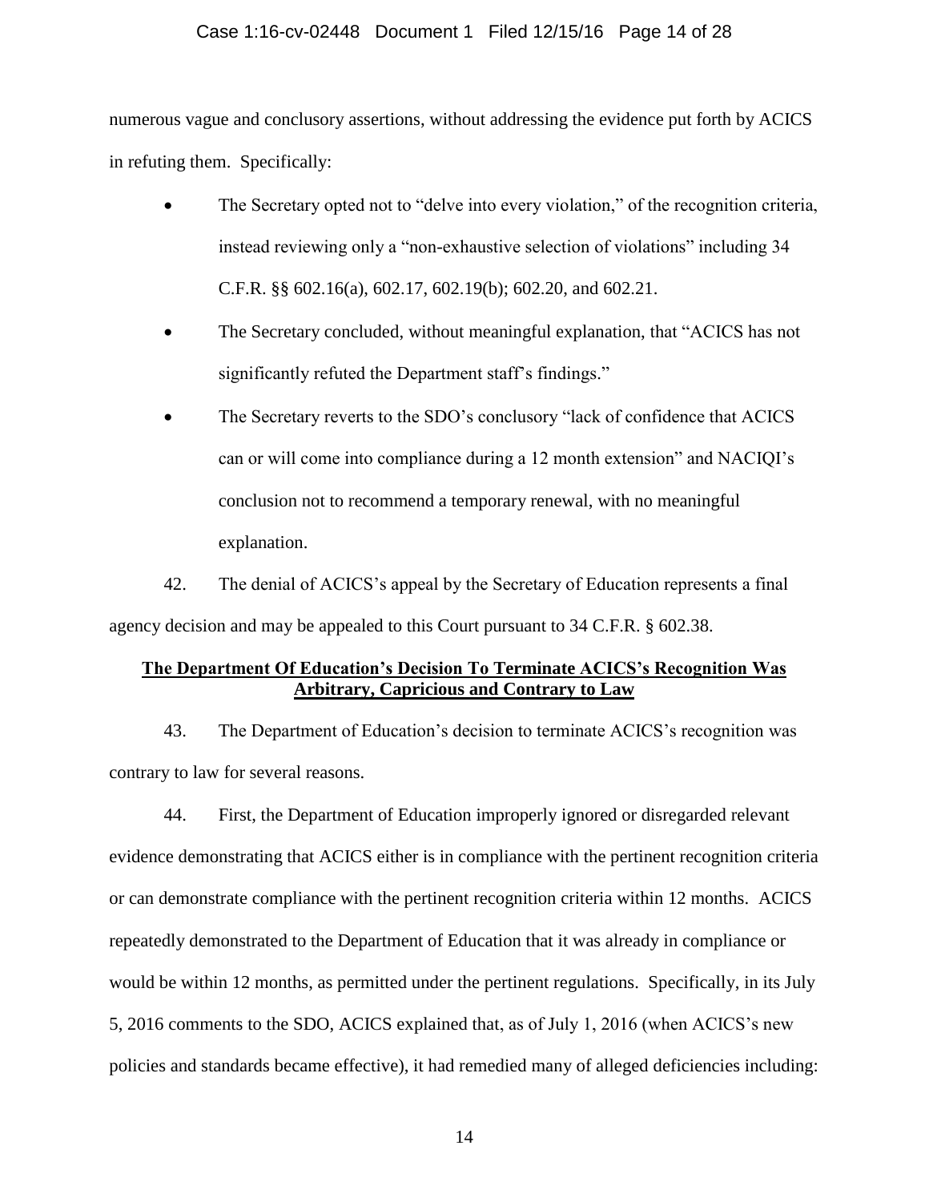numerous vague and conclusory assertions, without addressing the evidence put forth by ACICS in refuting them. Specifically:

- The Secretary opted not to "delve into every violation," of the recognition criteria, instead reviewing only a "non-exhaustive selection of violations" including 34 C.F.R. §§ 602.16(a), 602.17, 602.19(b); 602.20, and 602.21.
- The Secretary concluded, without meaningful explanation, that "ACICS has not significantly refuted the Department staff's findings."
- The Secretary reverts to the SDO's conclusory "lack of confidence that ACICS can or will come into compliance during a 12 month extension" and NACIQI's conclusion not to recommend a temporary renewal, with no meaningful explanation.

42. The denial of ACICS's appeal by the Secretary of Education represents a final agency decision and may be appealed to this Court pursuant to 34 C.F.R. § 602.38.

**The Department Of Education's Decision To Terminate ACICS's Recognition Was Arbitrary, Capricious and Contrary to Law**

43. The Department of Education's decision to terminate ACICS's recognition was contrary to law for several reasons.

44. First, the Department of Education improperly ignored or disregarded relevant evidence demonstrating that ACICS either is in compliance with the pertinent recognition criteria or can demonstrate compliance with the pertinent recognition criteria within 12 months. ACICS repeatedly demonstrated to the Department of Education that it was already in compliance or would be within 12 months, as permitted under the pertinent regulations. Specifically, in its July 5, 2016 comments to the SDO, ACICS explained that, as of July 1, 2016 (when ACICS's new policies and standards became effective), it had remedied many of alleged deficiencies including: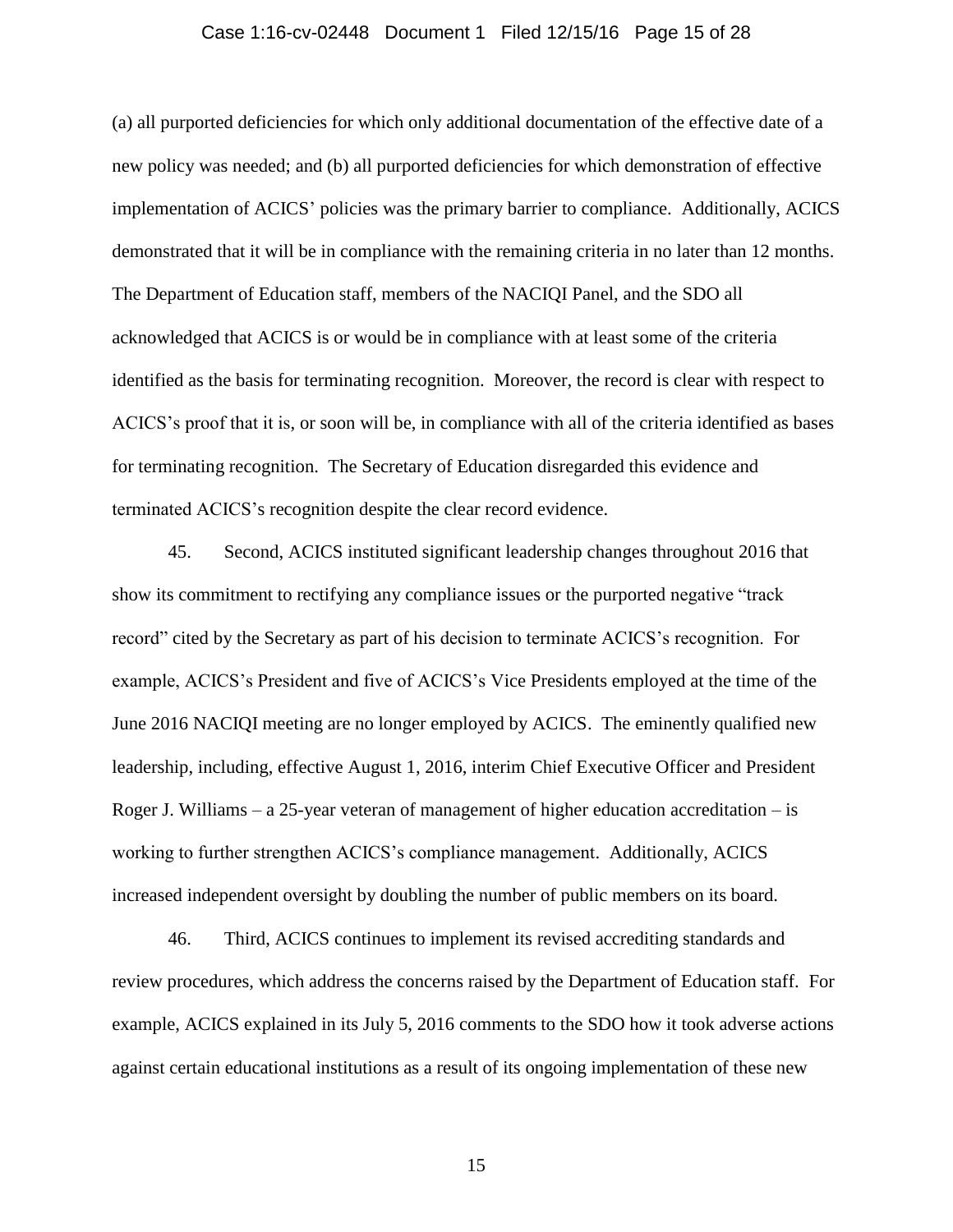(a) all purported deficiencies for which only additional documentation of the effective date of a new policy was needed; and (b) all purported deficiencies for which demonstration of effective implementation of ACICS' policies was the primary barrier to compliance. Additionally, ACICS demonstrated that it will be in compliance with the remaining criteria in no later than 12 months. The Department of Education staff, members of the NACIQI Panel, and the SDO all acknowledged that ACICS is or would be in compliance with at least some of the criteria identified as the basis for terminating recognition. Moreover, the record is clear with respect to ACICS's proof that it is, or soon will be, in compliance with all of the criteria identified as bases for terminating recognition. The Secretary of Education disregarded this evidence and terminated ACICS's recognition despite the clear record evidence.

45. Second, ACICS instituted significant leadership changes throughout 2016 that show its commitment to rectifying any compliance issues or the purported negative "track record" cited by the Secretary as part of his decision to terminate ACICS's recognition. For example, ACICS's President and five of ACICS's Vice Presidents employed at the time of the June 2016 NACIQI meeting are no longer employed by ACICS. The eminently qualified new leadership, including, effective August 1, 2016, interim Chief Executive Officer and President Roger J. Williams – a 25-year veteran of management of higher education accreditation – is working to further strengthen ACICS's compliance management. Additionally, ACICS increased independent oversight by doubling the number of public members on its board.

46. Third, ACICS continues to implement its revised accrediting standards and review procedures, which address the concerns raised by the Department of Education staff. For example, ACICS explained in its July 5, 2016 comments to the SDO how it took adverse actions against certain educational institutions as a result of its ongoing implementation of these new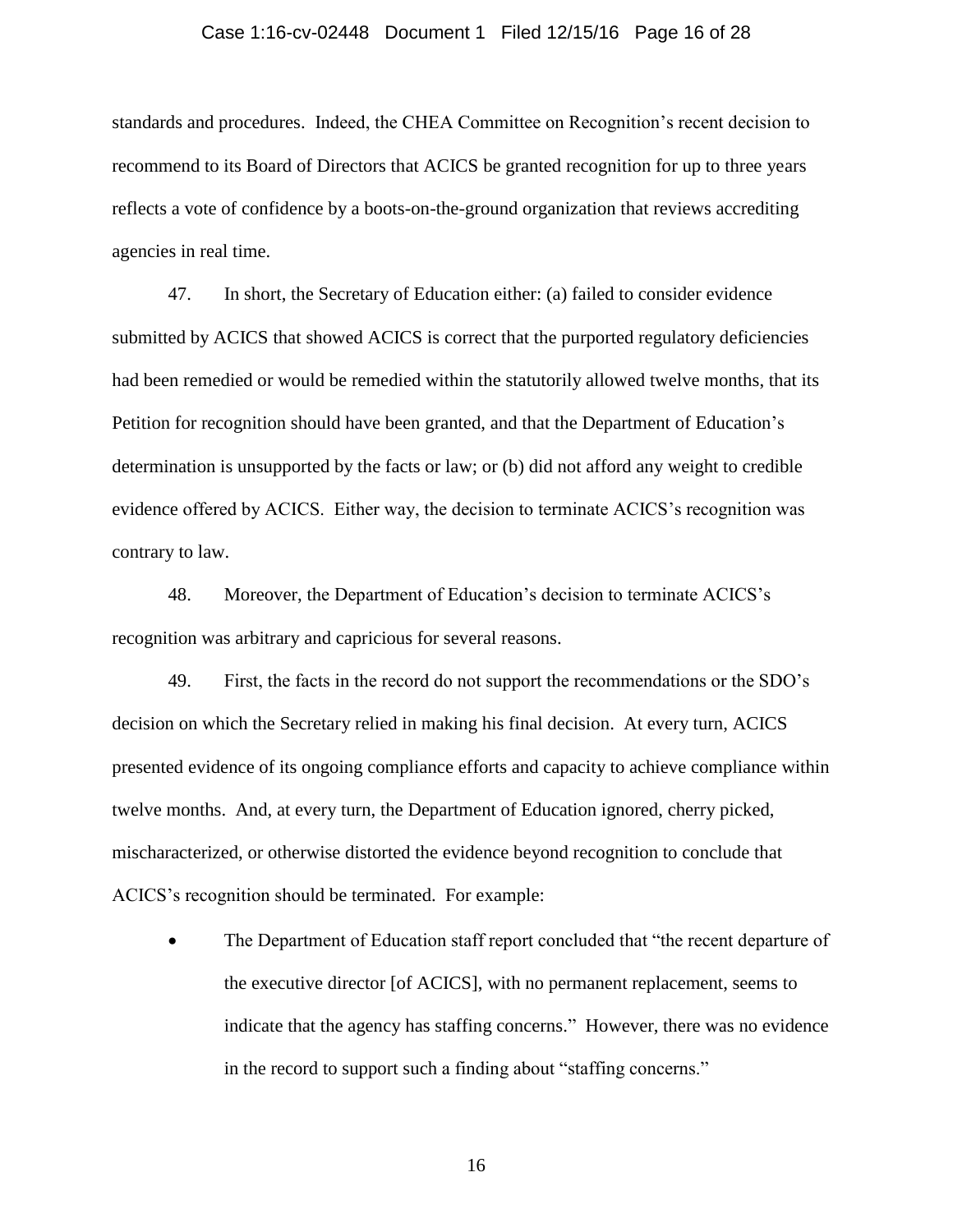standards and procedures. Indeed, the CHEA Committee on Recognition's recent decision to recommend to its Board of Directors that ACICS be granted recognition for up to three years reflects a vote of confidence by a boots-on-the-ground organization that reviews accrediting agencies in real time.

47. In short, the Secretary of Education either: (a) failed to consider evidence submitted by ACICS that showed ACICS is correct that the purported regulatory deficiencies had been remedied or would be remedied within the statutorily allowed twelve months, that its Petition for recognition should have been granted, and that the Department of Education's determination is unsupported by the facts or law; or (b) did not afford any weight to credible evidence offered by ACICS. Either way, the decision to terminate ACICS's recognition was contrary to law.

48. Moreover, the Department of Education's decision to terminate ACICS's recognition was arbitrary and capricious for several reasons.

49. First, the facts in the record do not support the recommendations or the SDO's decision on which the Secretary relied in making his final decision. At every turn, ACICS presented evidence of its ongoing compliance efforts and capacity to achieve compliance within twelve months. And, at every turn, the Department of Education ignored, cherry picked, mischaracterized, or otherwise distorted the evidence beyond recognition to conclude that ACICS's recognition should be terminated. For example:

- The Department of Education staff report concluded that "the recent departure of the executive director [of ACICS], with no permanent replacement, seems to indicate that the agency has staffing concerns." However, there was no evidence in the record to support such a finding about "staffing concerns."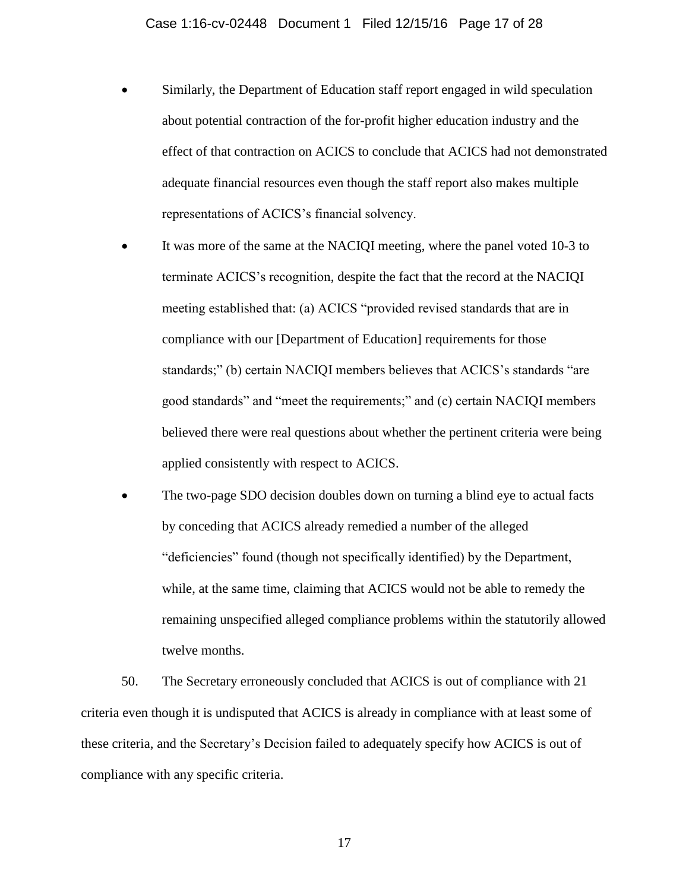- Similarly, the Department of Education staff report engaged in wild speculation about potential contraction of the for-profit higher education industry and the effect of that contraction on ACICS to conclude that ACICS had not demonstrated adequate financial resources even though the staff report also makes multiple representations of ACICS's financial solvency.
- It was more of the same at the NACIQI meeting, where the panel voted 10-3 to terminate ACICS's recognition, despite the fact that the record at the NACIQI meeting established that: (a) ACICS "provided revised standards that are in compliance with our [Department of Education] requirements for those standards;" (b) certain NACIQI members believes that ACICS's standards "are good standards" and "meet the requirements;" and (c) certain NACIQI members believed there were real questions about whether the pertinent criteria were being applied consistently with respect to ACICS.
- The two-page SDO decision doubles down on turning a blind eye to actual facts by conceding that ACICS already remedied a number of the alleged "deficiencies" found (though not specifically identified) by the Department, while, at the same time, claiming that ACICS would not be able to remedy the remaining unspecified alleged compliance problems within the statutorily allowed twelve months.

50. The Secretary erroneously concluded that ACICS is out of compliance with 21 criteria even though it is undisputed that ACICS is already in compliance with at least some of these criteria, and the Secretary's Decision failed to adequately specify how ACICS is out of compliance with any specific criteria.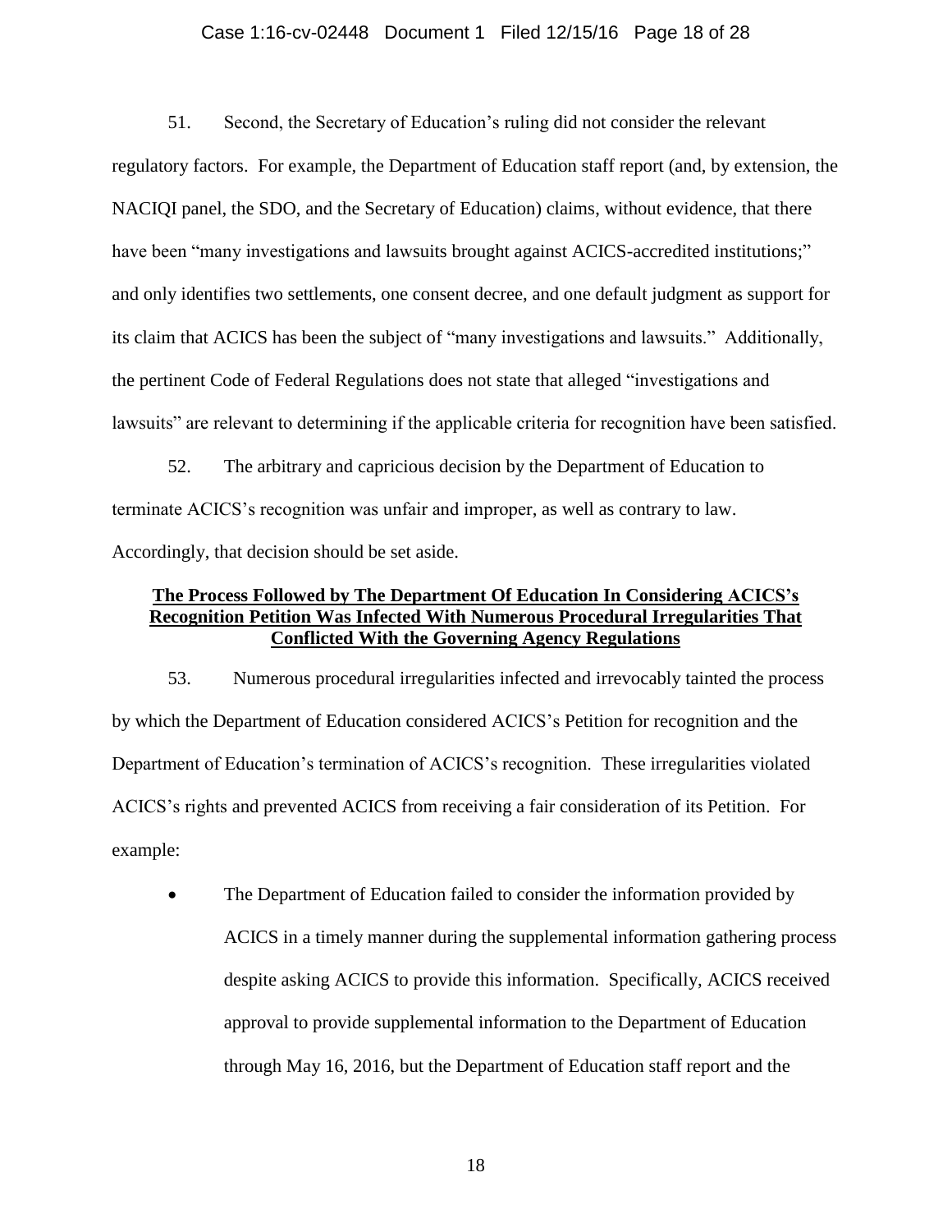51. Second, the Secretary of Education's ruling did not consider the relevant regulatory factors. For example, the Department of Education staff report (and, by extension, the NACIQI panel, the SDO, and the Secretary of Education) claims, without evidence, that there have been "many investigations and lawsuits brought against ACICS-accredited institutions;" and only identifies two settlements, one consent decree, and one default judgment as support for its claim that ACICS has been the subject of "many investigations and lawsuits." Additionally, the pertinent Code of Federal Regulations does not state that alleged "investigations and lawsuits" are relevant to determining if the applicable criteria for recognition have been satisfied.

52. The arbitrary and capricious decision by the Department of Education to terminate ACICS's recognition was unfair and improper, as well as contrary to law. Accordingly, that decision should be set aside.

**The Process Followed by The Department Of Education In Considering ACICS's Recognition Petition Was Infected With Numerous Procedural Irregularities That Conflicted With the Governing Agency Regulations**

53. Numerous procedural irregularities infected and irrevocably tainted the process by which the Department of Education considered ACICS's Petition for recognition and the Department of Education's termination of ACICS's recognition. These irregularities violated ACICS's rights and prevented ACICS from receiving a fair consideration of its Petition. For example:

- The Department of Education failed to consider the information provided by ACICS in a timely manner during the supplemental information gathering process despite asking ACICS to provide this information. Specifically, ACICS received approval to provide supplemental information to the Department of Education through May 16, 2016, but the Department of Education staff report and the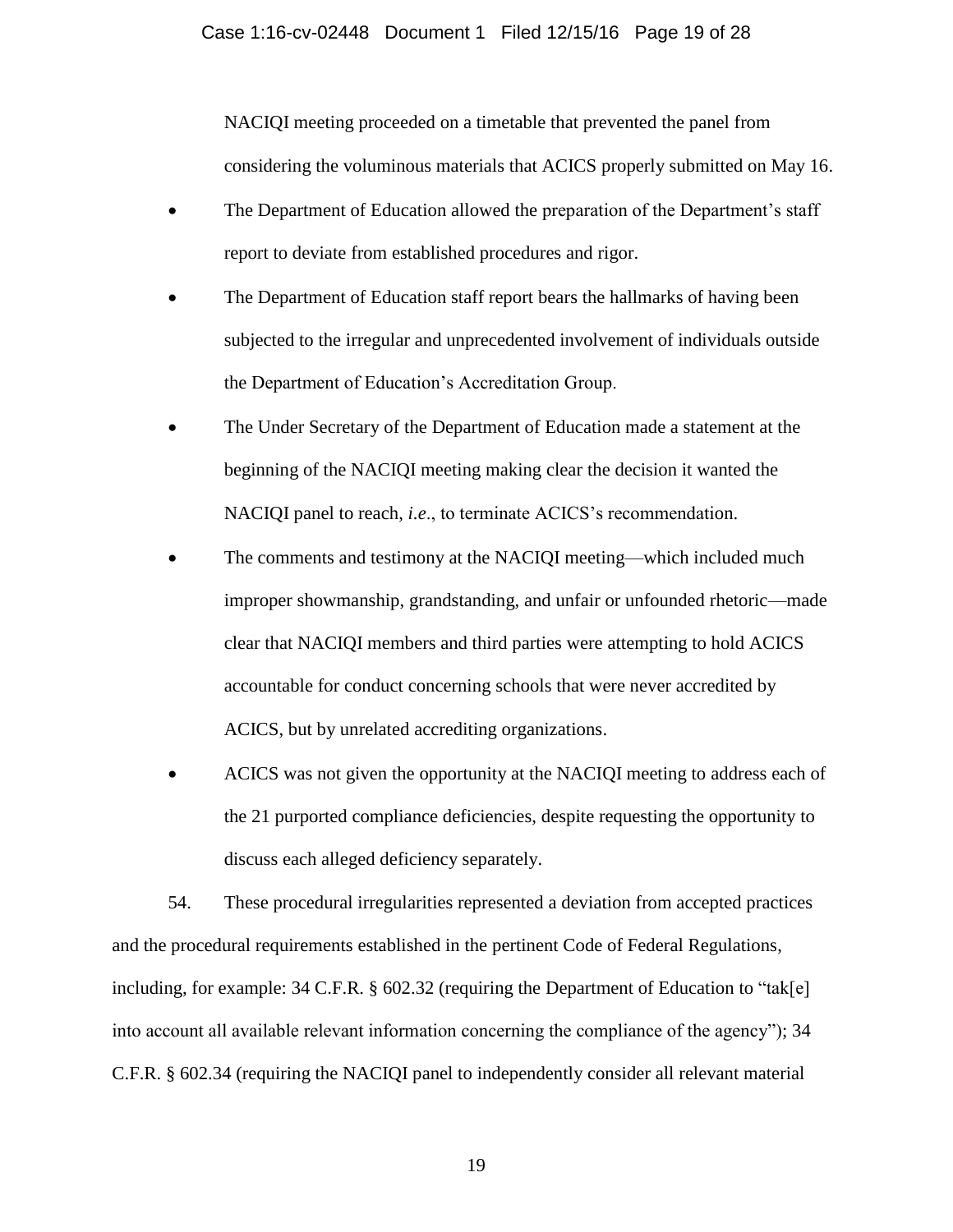NACIQI meeting proceeded on a timetable that prevented the panel from considering the voluminous materials that ACICS properly submitted on May 16.

- The Department of Education allowed the preparation of the Department's staff report to deviate from established procedures and rigor.
- The Department of Education staff report bears the hallmarks of having been subjected to the irregular and unprecedented involvement of individuals outside the Department of Education's Accreditation Group.
- The Under Secretary of the Department of Education made a statement at the beginning of the NACIQI meeting making clear the decision it wanted the NACIQI panel to reach, *i.e*., to terminate ACICS's recommendation.
- The comments and testimony at the NACIQI meeting—which included much improper showmanship, grandstanding, and unfair or unfounded rhetoric—made clear that NACIQI members and third parties were attempting to hold ACICS accountable for conduct concerning schools that were never accredited by ACICS, but by unrelated accrediting organizations.
- ACICS was not given the opportunity at the NACIQI meeting to address each of the 21 purported compliance deficiencies, despite requesting the opportunity to discuss each alleged deficiency separately.

54. These procedural irregularities represented a deviation from accepted practices and the procedural requirements established in the pertinent Code of Federal Regulations, including, for example: 34 C.F.R. § 602.32 (requiring the Department of Education to "tak[e] into account all available relevant information concerning the compliance of the agency"); 34 C.F.R. § 602.34 (requiring the NACIQI panel to independently consider all relevant material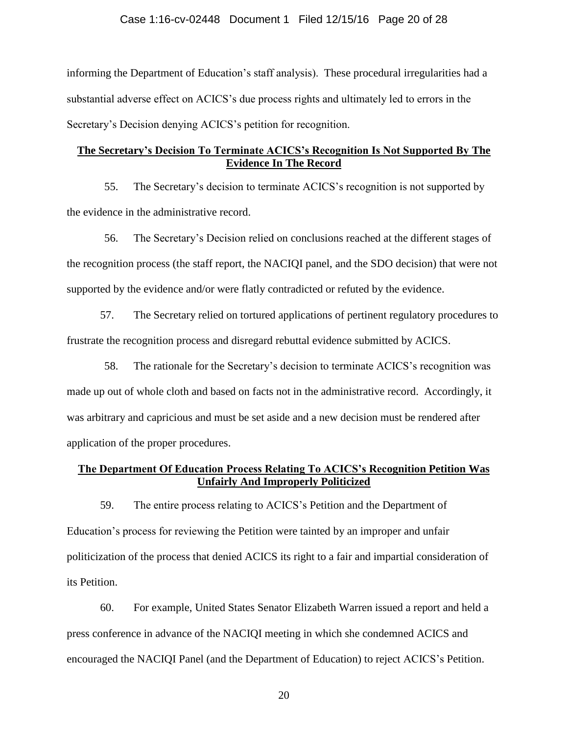informing the Department of Education's staff analysis). These procedural irregularities had a substantial adverse effect on ACICS's due process rights and ultimately led to errors in the Secretary's Decision denying ACICS's petition for recognition.

**<u>The Secretary's Decision To Terminate ACICS's Recognition Is Not Supported By The Evidence In The Record</u>**

55. The Secretary's decision to terminate ACICS's recognition is not supported by the evidence in the administrative record.

56. The Secretary's Decision relied on conclusions reached at the different stages of the recognition process (the staff report, the NACIQI panel, and the SDO decision) that were not supported by the evidence and/or were flatly contradicted or refuted by the evidence.

57. The Secretary relied on tortured applications of pertinent regulatory procedures to frustrate the recognition process and disregard rebuttal evidence submitted by ACICS.

58. The rationale for the Secretary's decision to terminate ACICS's recognition was made up out of whole cloth and based on facts not in the administrative record. Accordingly, it was arbitrary and capricious and must be set aside and a new decision must be rendered after application of the proper procedures.

**<u>The Department Of Education Process Relating To ACICS's Recognition Petition Was Unfairly And Improperly Politicized</u>**

59. The entire process relating to ACICS's Petition and the Department of Education's process for reviewing the Petition were tainted by an improper and unfair politicization of the process that denied ACICS its right to a fair and impartial consideration of its Petition.

60. For example, United States Senator Elizabeth Warren issued a report and held a press conference in advance of the NACIQI meeting in which she condemned ACICS and encouraged the NACIQI Panel (and the Department of Education) to reject ACICS's Petition.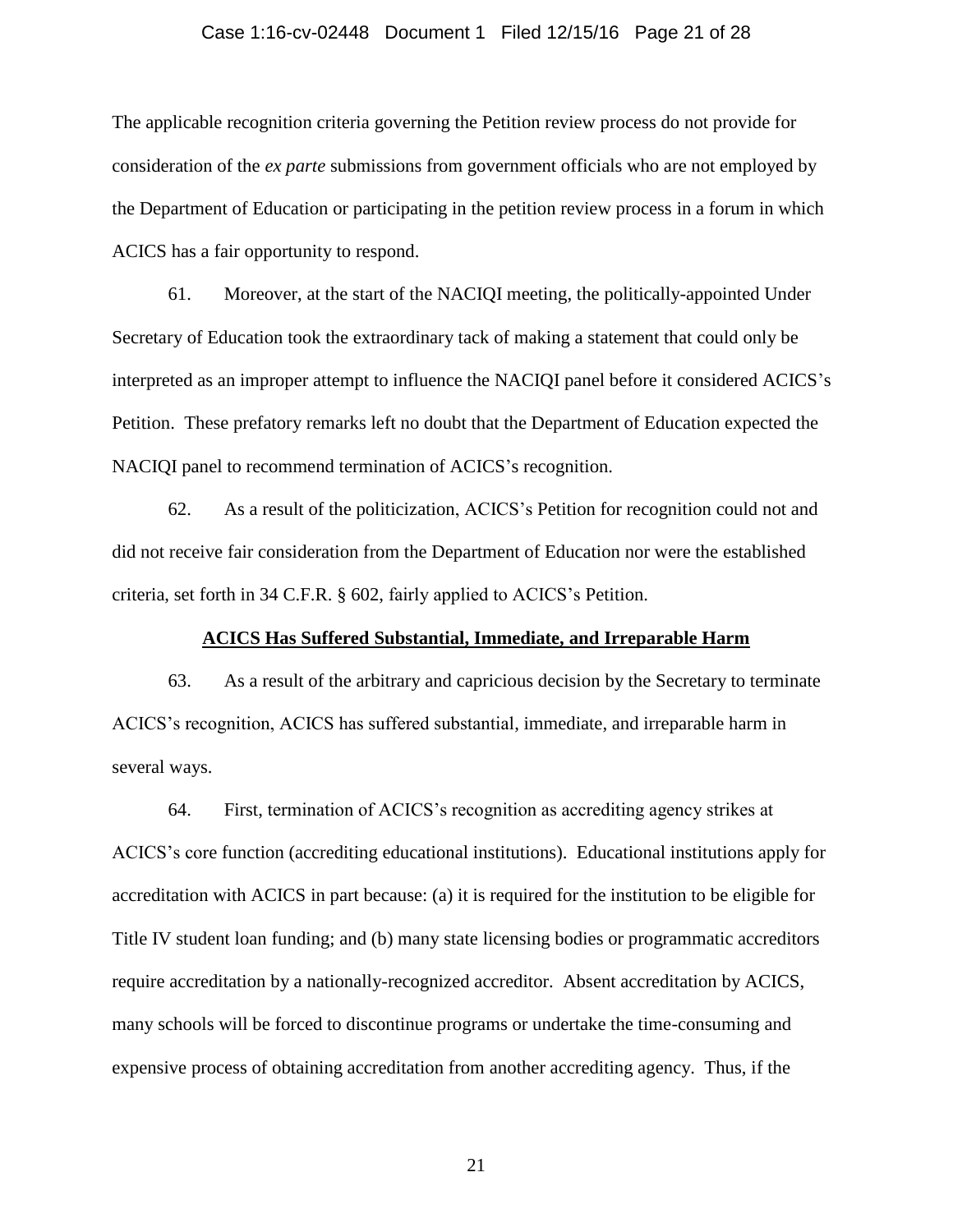The applicable recognition criteria governing the Petition review process do not provide for consideration of the *ex parte* submissions from government officials who are not employed by the Department of Education or participating in the petition review process in a forum in which ACICS has a fair opportunity to respond.

61. Moreover, at the start of the NACIQI meeting, the politically-appointed Under Secretary of Education took the extraordinary tack of making a statement that could only be interpreted as an improper attempt to influence the NACIQI panel before it considered ACICS's Petition. These prefatory remarks left no doubt that the Department of Education expected the NACIQI panel to recommend termination of ACICS's recognition.

62. As a result of the politicization, ACICS's Petition for recognition could not and did not receive fair consideration from the Department of Education nor were the established criteria, set forth in 34 C.F.R. § 602, fairly applied to ACICS's Petition.

**ACICS Has Suffered Substantial, Immediate, and Irreparable Harm**

63. As a result of the arbitrary and capricious decision by the Secretary to terminate ACICS's recognition, ACICS has suffered substantial, immediate, and irreparable harm in several ways.

64. First, termination of ACICS's recognition as accrediting agency strikes at ACICS's core function (accrediting educational institutions). Educational institutions apply for accreditation with ACICS in part because: (a) it is required for the institution to be eligible for Title IV student loan funding; and (b) many state licensing bodies or programmatic accreditors require accreditation by a nationally-recognized accreditor. Absent accreditation by ACICS, many schools will be forced to discontinue programs or undertake the time-consuming and expensive process of obtaining accreditation from another accrediting agency. Thus, if the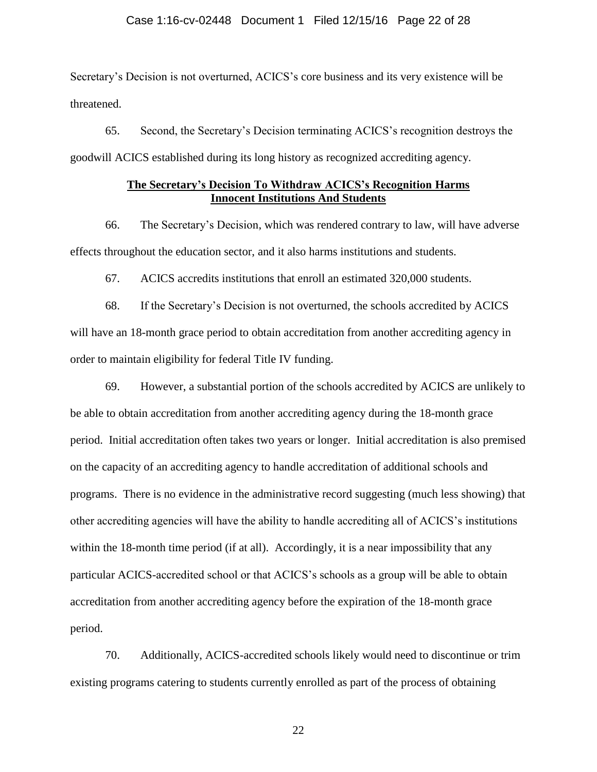Secretary's Decision is not overturned, ACICS's core business and its very existence will be threatened.

65. Second, the Secretary's Decision terminating ACICS's recognition destroys the goodwill ACICS established during its long history as recognized accrediting agency.

**<u>The Secretary's Decision To Withdraw ACICS's Recognition Harms Innocent Institutions And Students</u>**

66. The Secretary's Decision, which was rendered contrary to law, will have adverse effects throughout the education sector, and it also harms institutions and students.

67. ACICS accredits institutions that enroll an estimated 320,000 students.

68. If the Secretary's Decision is not overturned, the schools accredited by ACICS will have an 18-month grace period to obtain accreditation from another accrediting agency in order to maintain eligibility for federal Title IV funding.

69. However, a substantial portion of the schools accredited by ACICS are unlikely to be able to obtain accreditation from another accrediting agency during the 18-month grace period. Initial accreditation often takes two years or longer. Initial accreditation is also premised on the capacity of an accrediting agency to handle accreditation of additional schools and programs. There is no evidence in the administrative record suggesting (much less showing) that other accrediting agencies will have the ability to handle accrediting all of ACICS's institutions within the 18-month time period (if at all). Accordingly, it is a near impossibility that any particular ACICS-accredited school or that ACICS's schools as a group will be able to obtain accreditation from another accrediting agency before the expiration of the 18-month grace period.

70. Additionally, ACICS-accredited schools likely would need to discontinue or trim existing programs catering to students currently enrolled as part of the process of obtaining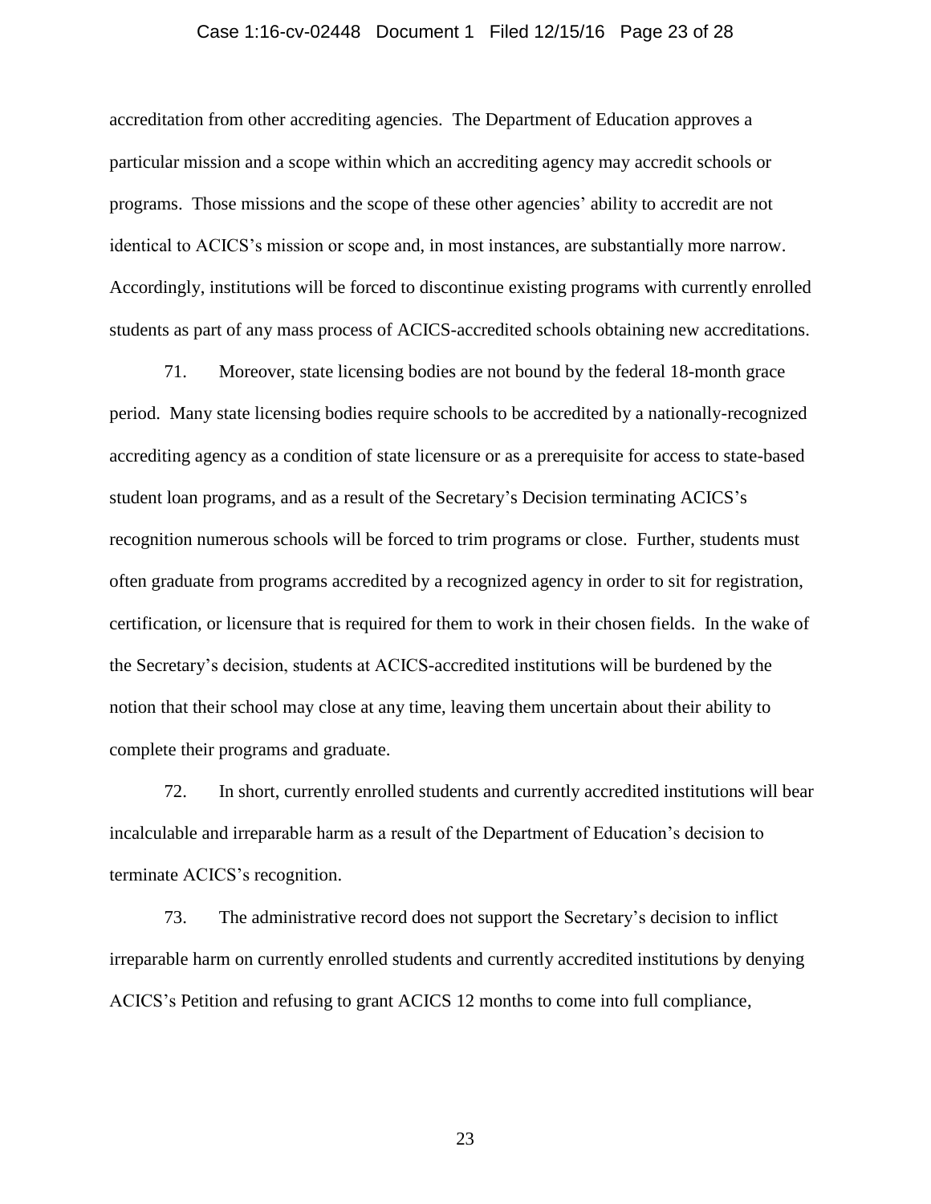accreditation from other accrediting agencies. The Department of Education approves a particular mission and a scope within which an accrediting agency may accredit schools or programs. Those missions and the scope of these other agencies' ability to accredit are not identical to ACICS's mission or scope and, in most instances, are substantially more narrow. Accordingly, institutions will be forced to discontinue existing programs with currently enrolled students as part of any mass process of ACICS-accredited schools obtaining new accreditations.

71. Moreover, state licensing bodies are not bound by the federal 18-month grace period. Many state licensing bodies require schools to be accredited by a nationally-recognized accrediting agency as a condition of state licensure or as a prerequisite for access to state-based student loan programs, and as a result of the Secretary's Decision terminating ACICS's recognition numerous schools will be forced to trim programs or close. Further, students must often graduate from programs accredited by a recognized agency in order to sit for registration, certification, or licensure that is required for them to work in their chosen fields. In the wake of the Secretary's decision, students at ACICS-accredited institutions will be burdened by the notion that their school may close at any time, leaving them uncertain about their ability to complete their programs and graduate.

72. In short, currently enrolled students and currently accredited institutions will bear incalculable and irreparable harm as a result of the Department of Education's decision to terminate ACICS's recognition.

73. The administrative record does not support the Secretary's decision to inflict irreparable harm on currently enrolled students and currently accredited institutions by denying ACICS's Petition and refusing to grant ACICS 12 months to come into full compliance,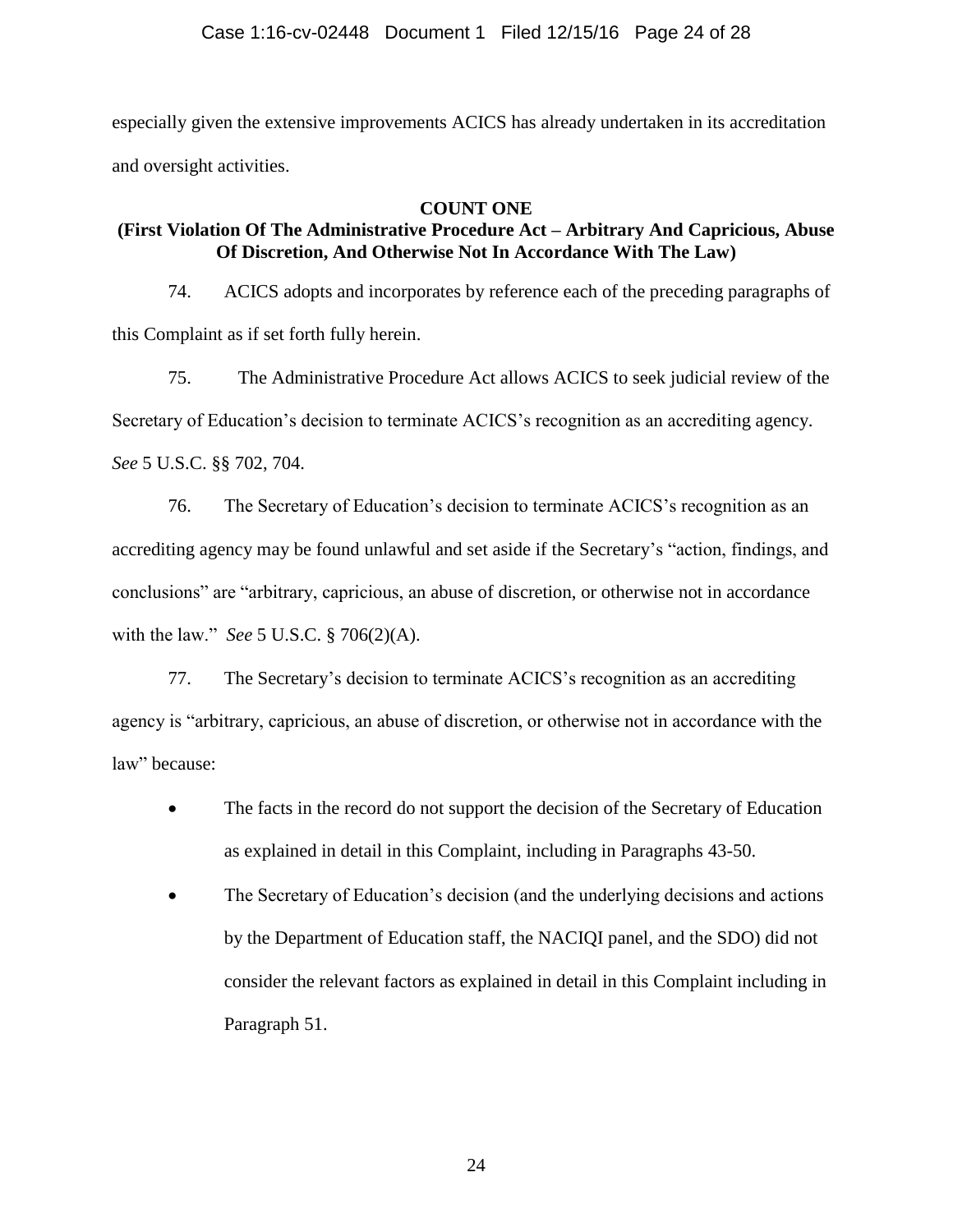especially given the extensive improvements ACICS has already undertaken in its accreditation and oversight activities.

**COUNT ONE**

**(First Violation Of The Administrative Procedure Act – Arbitrary And Capricious, Abuse Of Discretion, And Otherwise Not In Accordance With The Law)**

74. ACICS adopts and incorporates by reference each of the preceding paragraphs of this Complaint as if set forth fully herein.

75. The Administrative Procedure Act allows ACICS to seek judicial review of the Secretary of Education's decision to terminate ACICS's recognition as an accrediting agency. *See* 5 U.S.C. §§ 702, 704.

76. The Secretary of Education's decision to terminate ACICS's recognition as an accrediting agency may be found unlawful and set aside if the Secretary's "action, findings, and conclusions" are "arbitrary, capricious, an abuse of discretion, or otherwise not in accordance with the law." *See* 5 U.S.C. § 706(2)(A).

77. The Secretary's decision to terminate ACICS's recognition as an accrediting agency is "arbitrary, capricious, an abuse of discretion, or otherwise not in accordance with the law" because:

- The facts in the record do not support the decision of the Secretary of Education as explained in detail in this Complaint, including in Paragraphs 43-50.
- The Secretary of Education's decision (and the underlying decisions and actions by the Department of Education staff, the NACIQI panel, and the SDO) did not consider the relevant factors as explained in detail in this Complaint including in Paragraph 51.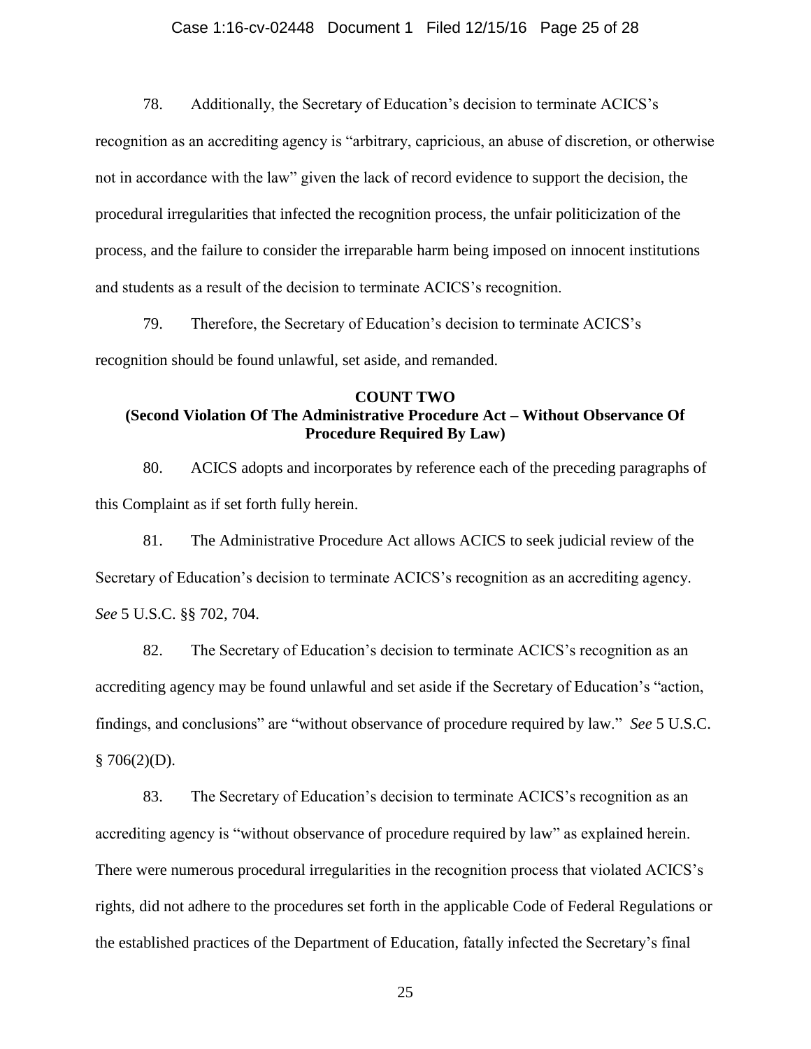78. Additionally, the Secretary of Education's decision to terminate ACICS's recognition as an accrediting agency is "arbitrary, capricious, an abuse of discretion, or otherwise not in accordance with the law" given the lack of record evidence to support the decision, the procedural irregularities that infected the recognition process, the unfair politicization of the process, and the failure to consider the irreparable harm being imposed on innocent institutions and students as a result of the decision to terminate ACICS's recognition.

79. Therefore, the Secretary of Education's decision to terminate ACICS's recognition should be found unlawful, set aside, and remanded.

**COUNT TWO**
**(Second Violation Of The Administrative Procedure Act – Without Observance Of Procedure Required By Law)**

80. ACICS adopts and incorporates by reference each of the preceding paragraphs of this Complaint as if set forth fully herein.

81. The Administrative Procedure Act allows ACICS to seek judicial review of the Secretary of Education's decision to terminate ACICS's recognition as an accrediting agency. *See* 5 U.S.C. §§ 702, 704.

82. The Secretary of Education's decision to terminate ACICS's recognition as an accrediting agency may be found unlawful and set aside if the Secretary of Education's "action, findings, and conclusions" are "without observance of procedure required by law." *See* 5 U.S.C. § 706(2)(D).

83. The Secretary of Education's decision to terminate ACICS's recognition as an accrediting agency is "without observance of procedure required by law" as explained herein. There were numerous procedural irregularities in the recognition process that violated ACICS's rights, did not adhere to the procedures set forth in the applicable Code of Federal Regulations or the established practices of the Department of Education, fatally infected the Secretary's final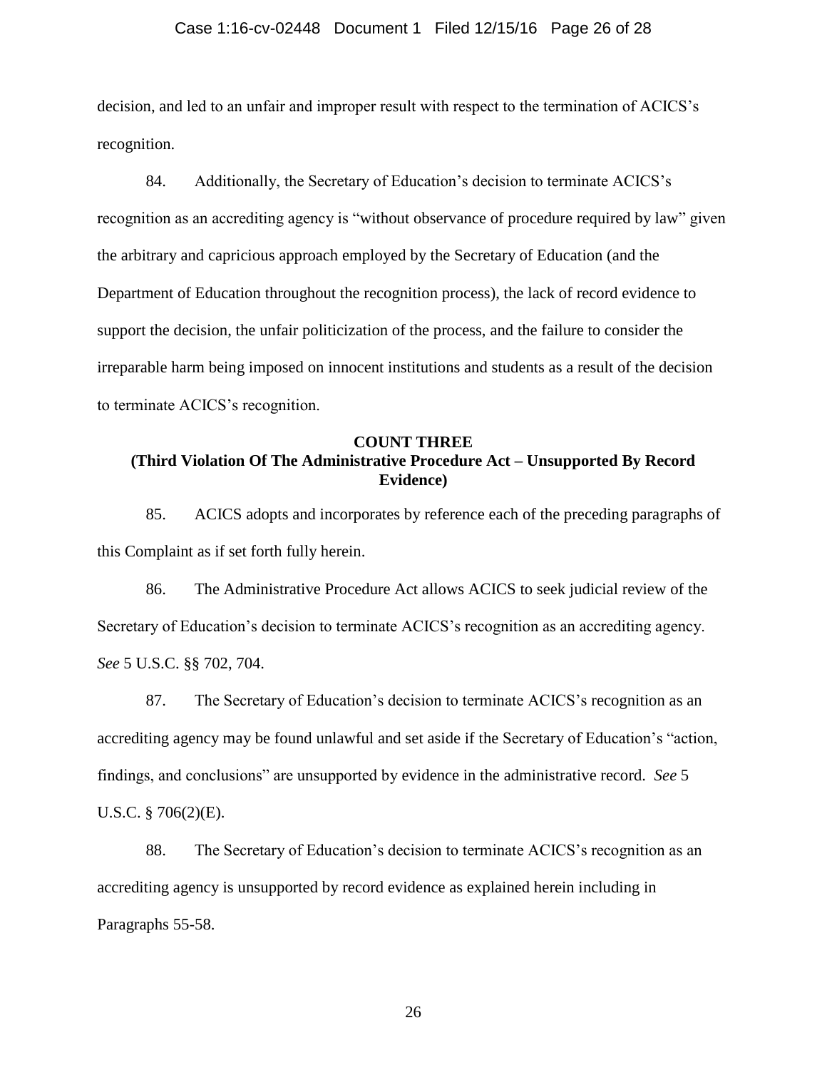decision, and led to an unfair and improper result with respect to the termination of ACICS's recognition.

84. Additionally, the Secretary of Education's decision to terminate ACICS's recognition as an accrediting agency is "without observance of procedure required by law" given the arbitrary and capricious approach employed by the Secretary of Education (and the Department of Education throughout the recognition process), the lack of record evidence to support the decision, the unfair politicization of the process, and the failure to consider the irreparable harm being imposed on innocent institutions and students as a result of the decision to terminate ACICS's recognition.

**COUNT THREE**
**(Third Violation Of The Administrative Procedure Act – Unsupported By Record Evidence)**

85. ACICS adopts and incorporates by reference each of the preceding paragraphs of this Complaint as if set forth fully herein.

86. The Administrative Procedure Act allows ACICS to seek judicial review of the Secretary of Education's decision to terminate ACICS's recognition as an accrediting agency. *See* 5 U.S.C. §§ 702, 704.

87. The Secretary of Education's decision to terminate ACICS's recognition as an accrediting agency may be found unlawful and set aside if the Secretary of Education's "action, findings, and conclusions" are unsupported by evidence in the administrative record. *See* 5 U.S.C. § 706(2)(E).

88. The Secretary of Education's decision to terminate ACICS's recognition as an accrediting agency is unsupported by record evidence as explained herein including in Paragraphs 55-58.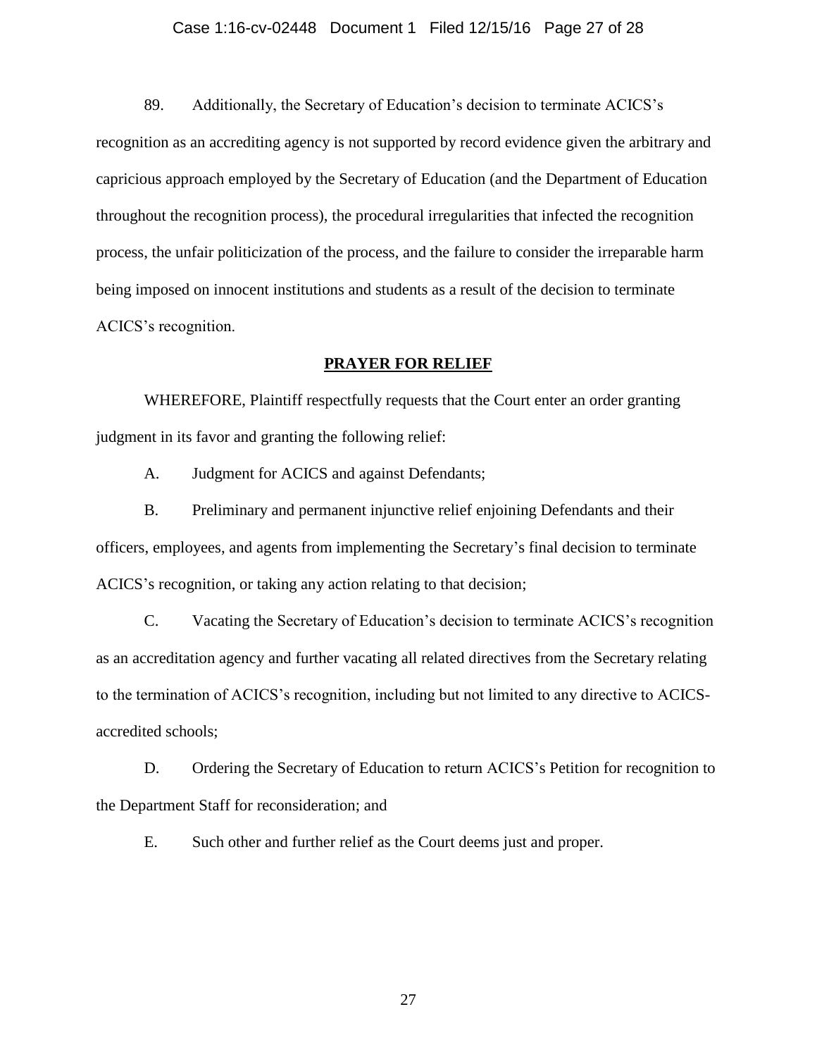89. Additionally, the Secretary of Education's decision to terminate ACICS's recognition as an accrediting agency is not supported by record evidence given the arbitrary and capricious approach employed by the Secretary of Education (and the Department of Education throughout the recognition process), the procedural irregularities that infected the recognition process, the unfair politicization of the process, and the failure to consider the irreparable harm being imposed on innocent institutions and students as a result of the decision to terminate ACICS's recognition.

## PRAYER FOR RELIEF

WHEREFORE, Plaintiff respectfully requests that the Court enter an order granting judgment in its favor and granting the following relief:

A. Judgment for ACICS and against Defendants;

B. Preliminary and permanent injunctive relief enjoining Defendants and their officers, employees, and agents from implementing the Secretary's final decision to terminate ACICS's recognition, or taking any action relating to that decision;

C. Vacating the Secretary of Education's decision to terminate ACICS's recognition as an accreditation agency and further vacating all related directives from the Secretary relating to the termination of ACICS's recognition, including but not limited to any directive to ACICS-accredited schools;

D. Ordering the Secretary of Education to return ACICS's Petition for recognition to the Department Staff for reconsideration; and

E. Such other and further relief as the Court deems just and proper.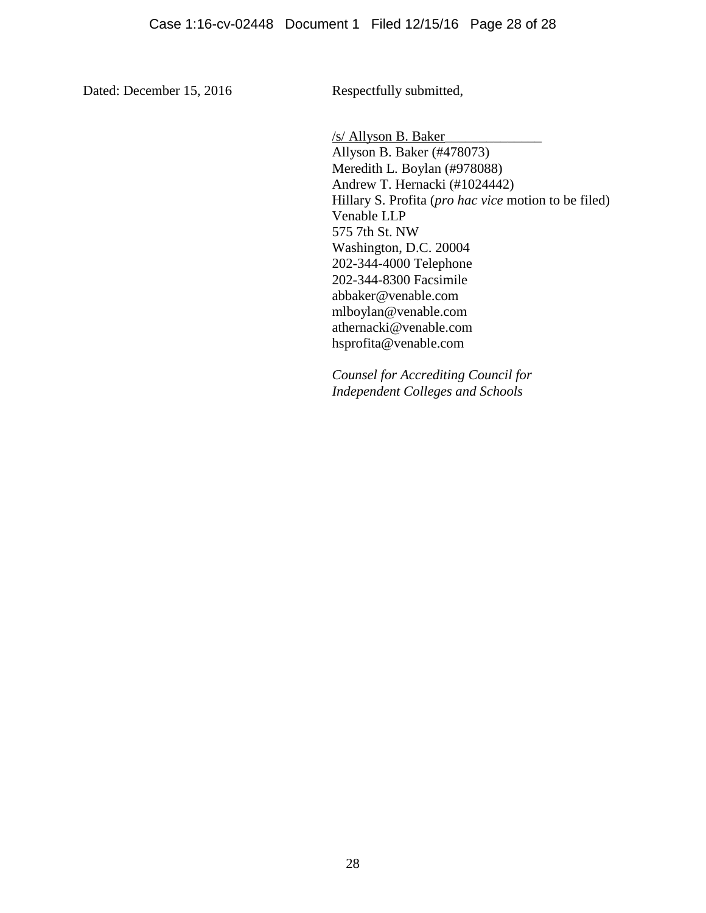Dated: December 15, 2016

Respectfully submitted,

/s/ Allyson B. Baker
Allyson B. Baker (#478073)
Meredith L. Boylan (#978088)
Andrew T. Hernacki (#1024442)
Hillary S. Profita (*pro hac vice* motion to be filed)
Venable LLP
575 7th St. NW
Washington, D.C. 20004
202-344-4000 Telephone
202-344-8300 Facsimile
abbaker@venable.com
mlboylan@venable.com
athernacki@venable.com
hsprofita@venable.com

*Counsel for Accrediting Council for Independent Colleges and Schools*